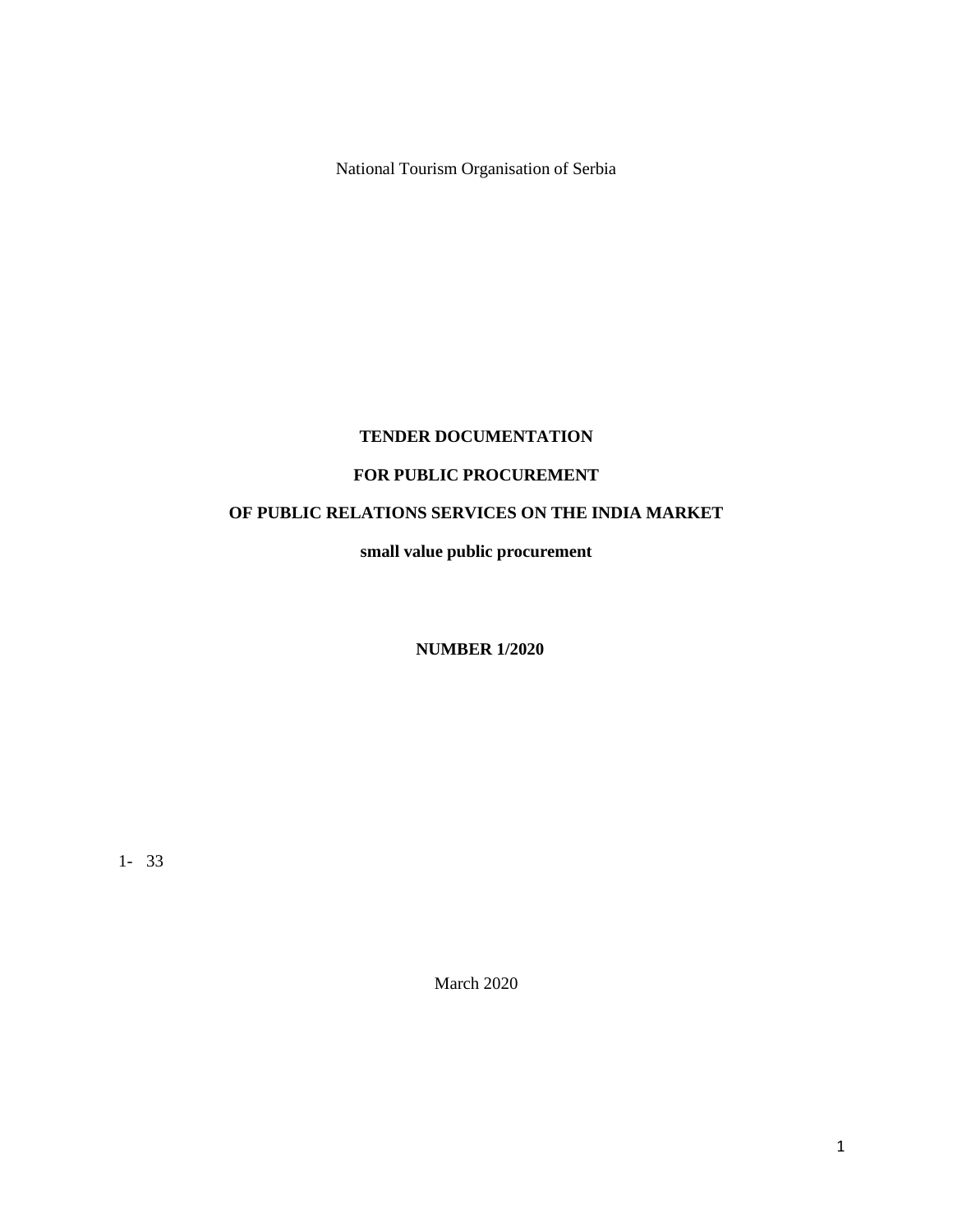National Tourism Organisation of Serbia

**TENDER DOCUMENTATION**

**FOR PUBLIC PROCUREMENT**

**OF PUBLIC RELATIONS SERVICES ON THE INDIA MARKET**

**small value public procurement**

**NUMBER 1/2020**

1- 33

March 2020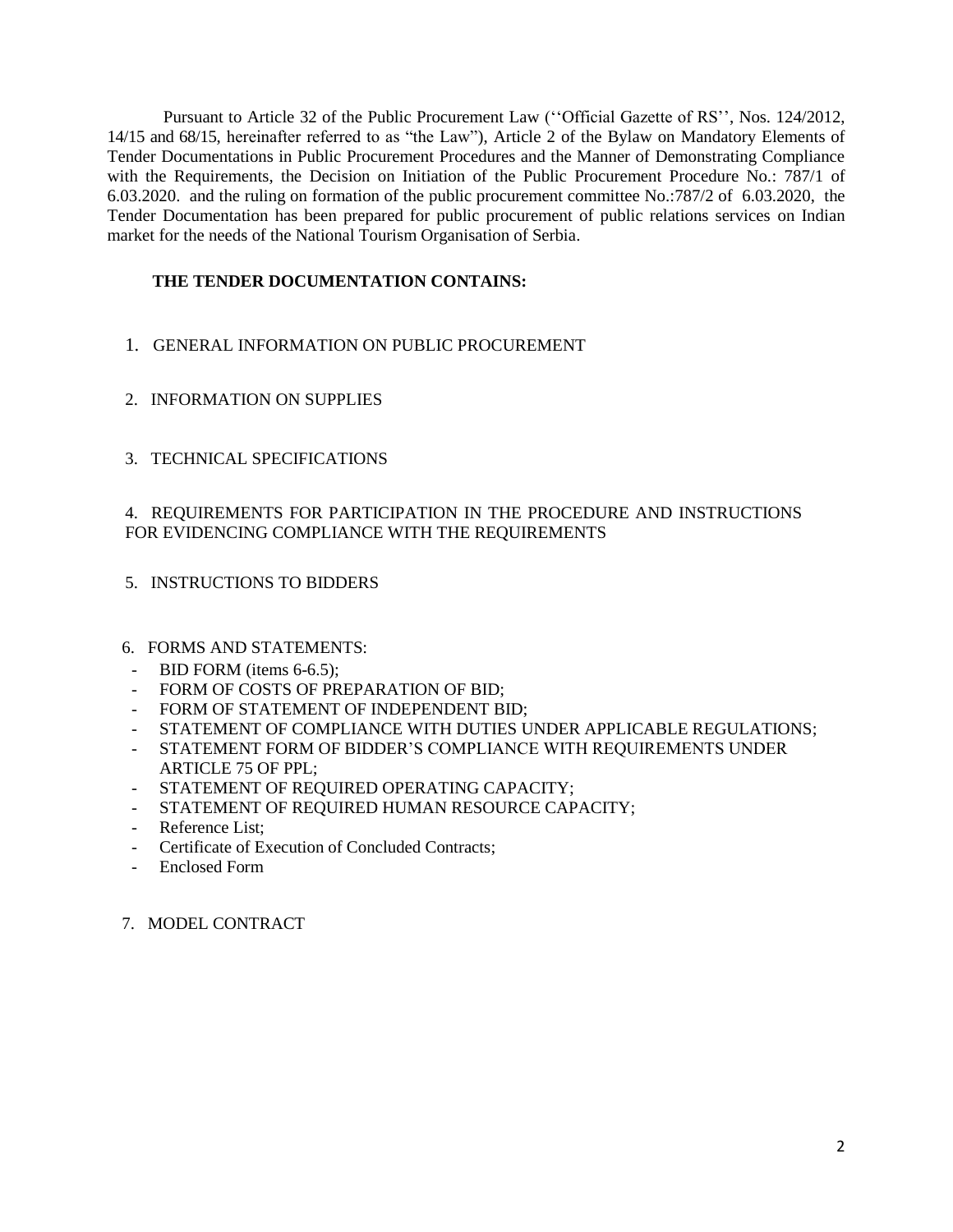Pursuant to Article 32 of the Public Procurement Law (''Official Gazette of RS'', Nos. 124/2012, 14/15 and 68/15, hereinafter referred to as "the Law"), Article 2 of the Bylaw on Mandatory Elements of Tender Documentations in Public Procurement Procedures and the Manner of Demonstrating Compliance with the Requirements, the Decision on Initiation of the Public Procurement Procedure No.: 787/1 of 6.03.2020. and the ruling on formation of the public procurement committee No.:787/2 of 6.03.2020, the Tender Documentation has been prepared for public procurement of public relations services on Indian market for the needs of the National Tourism Organisation of Serbia.

**THE TENDER DOCUMENTATION CONTAINS:**

1. GENERAL INFORMATION ON PUBLIC PROCUREMENT

2. INFORMATION ON SUPPLIES

3. TECHNICAL SPECIFICATIONS

4. REQUIREMENTS FOR PARTICIPATION IN THE PROCEDURE AND INSTRUCTIONS FOR EVIDENCING COMPLIANCE WITH THE REQUIREMENTS

5. INSTRUCTIONS TO BIDDERS

6. FORMS AND STATEMENTS:
   - BID FORM (items 6-6.5);
   - FORM OF COSTS OF PREPARATION OF BID;
   - FORM OF STATEMENT OF INDEPENDENT BID;
   - STATEMENT OF COMPLIANCE WITH DUTIES UNDER APPLICABLE REGULATIONS;
   - STATEMENT FORM OF BIDDER'S COMPLIANCE WITH REQUIREMENTS UNDER ARTICLE 75 OF PPL;
   - STATEMENT OF REQUIRED OPERATING CAPACITY;
   - STATEMENT OF REQUIRED HUMAN RESOURCE CAPACITY;
   - Reference List;
   - Certificate of Execution of Concluded Contracts;
   - Enclosed Form

7. MODEL CONTRACT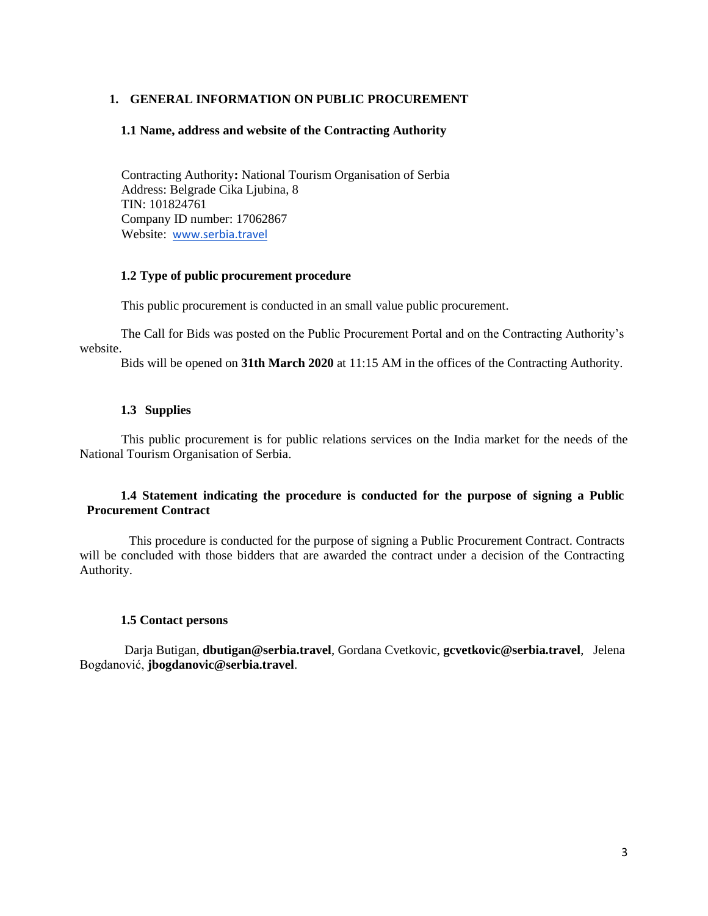# 1. GENERAL INFORMATION ON PUBLIC PROCUREMENT

## 1.1 Name, address and website of the Contracting Authority

Contracting Authority**:** National Tourism Organisation of Serbia
Address: Belgrade Cika Ljubina, 8
TIN: 101824761
Company ID number: 17062867
Website: www.serbia.travel

## 1.2 Type of public procurement procedure

This public procurement is conducted in an small value public procurement.

The Call for Bids was posted on the Public Procurement Portal and on the Contracting Authority's website.

Bids will be opened on **31th March 2020** at 11:15 AM in the offices of the Contracting Authority.

## 1.3 Supplies

This public procurement is for public relations services on the India market for the needs of the National Tourism Organisation of Serbia.

## 1.4 Statement indicating the procedure is conducted for the purpose of signing a Public Procurement Contract

This procedure is conducted for the purpose of signing a Public Procurement Contract. Contracts will be concluded with those bidders that are awarded the contract under a decision of the Contracting Authority.

## 1.5 Contact persons

Darja Butigan, **dbutigan@serbia.travel**, Gordana Cvetkovic, **gcvetkovic@serbia.travel**, Jelena Bogdanović, **jbogdanovic@serbia.travel**.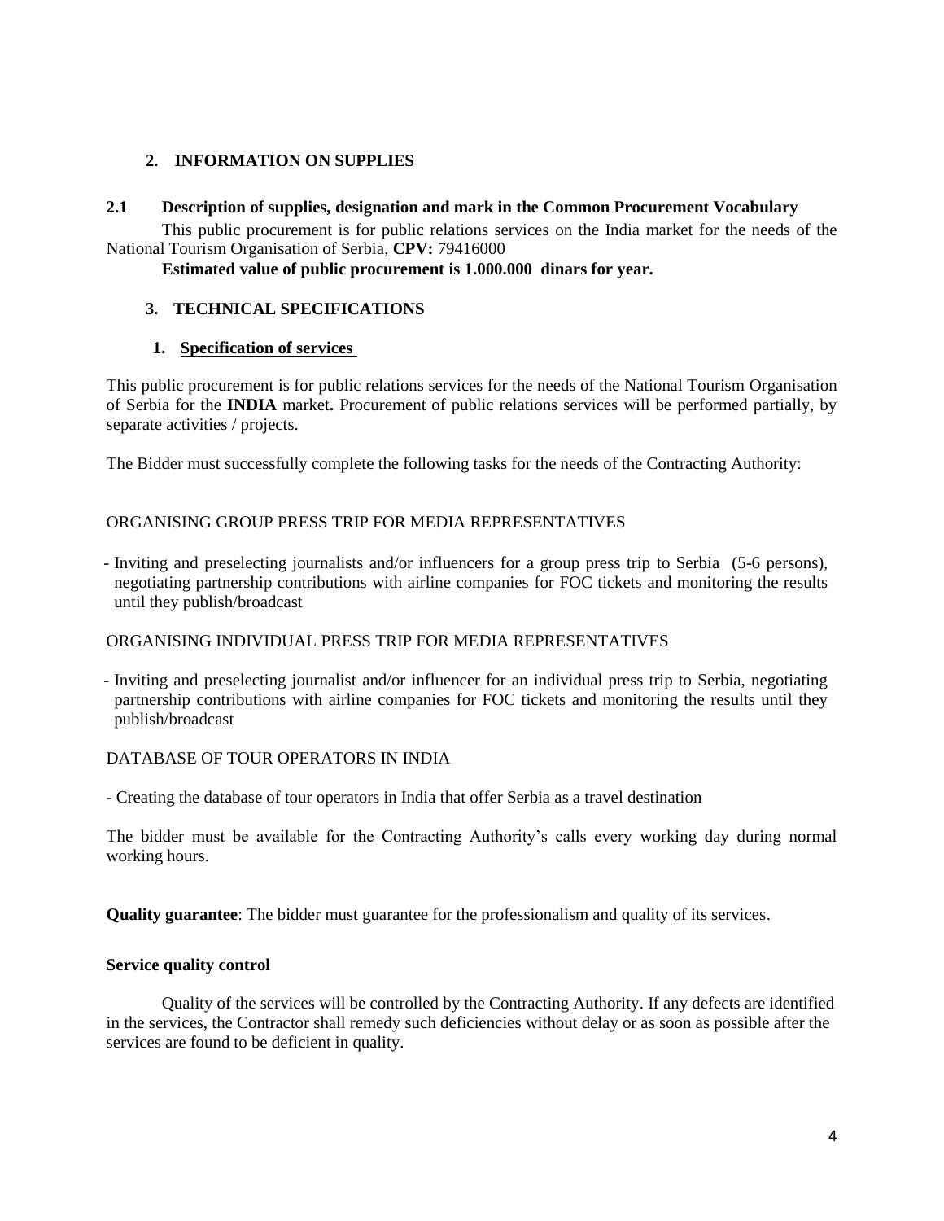## 2. INFORMATION ON SUPPLIES

### 2.1 Description of supplies, designation and mark in the Common Procurement Vocabulary

This public procurement is for public relations services on the India market for the needs of the National Tourism Organisation of Serbia, **CPV:** 79416000

**Estimated value of public procurement is 1.000.000 dinars for year.**

## 3. TECHNICAL SPECIFICATIONS

### 1. Specification of services

This public procurement is for public relations services for the needs of the National Tourism Organisation of Serbia for the **INDIA** market**.** Procurement of public relations services will be performed partially, by separate activities / projects.

The Bidder must successfully complete the following tasks for the needs of the Contracting Authority:

ORGANISING GROUP PRESS TRIP FOR MEDIA REPRESENTATIVES

- Inviting and preselecting journalists and/or influencers for a group press trip to Serbia (5-6 persons), negotiating partnership contributions with airline companies for FOC tickets and monitoring the results until they publish/broadcast

ORGANISING INDIVIDUAL PRESS TRIP FOR MEDIA REPRESENTATIVES

- Inviting and preselecting journalist and/or influencer for an individual press trip to Serbia, negotiating partnership contributions with airline companies for FOC tickets and monitoring the results until they publish/broadcast

DATABASE OF TOUR OPERATORS IN INDIA

- Creating the database of tour operators in India that offer Serbia as a travel destination

The bidder must be available for the Contracting Authority's calls every working day during normal working hours.

**Quality guarantee**: The bidder must guarantee for the professionalism and quality of its services.

**Service quality control**

Quality of the services will be controlled by the Contracting Authority. If any defects are identified in the services, the Contractor shall remedy such deficiencies without delay or as soon as possible after the services are found to be deficient in quality.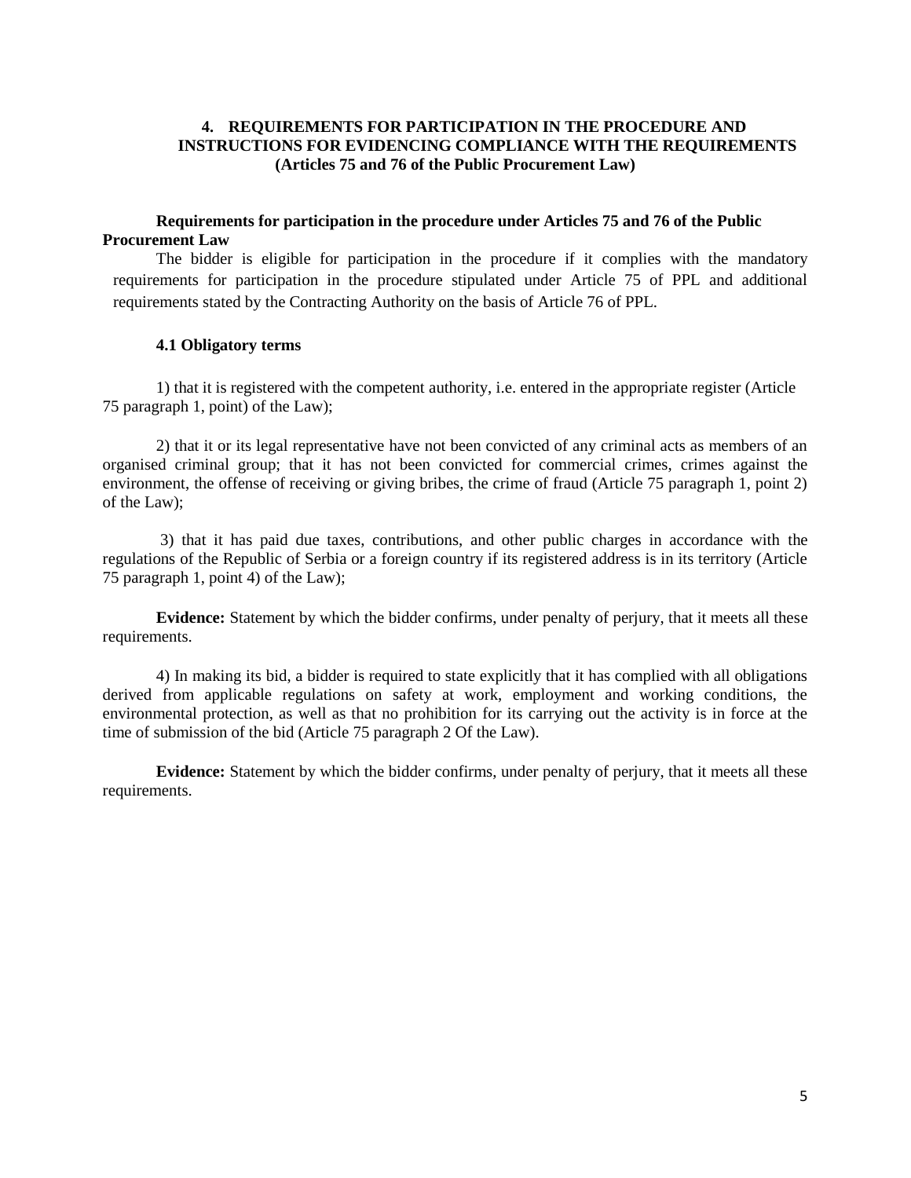## 4. REQUIREMENTS FOR PARTICIPATION IN THE PROCEDURE AND INSTRUCTIONS FOR EVIDENCING COMPLIANCE WITH THE REQUIREMENTS (Articles 75 and 76 of the Public Procurement Law)

**Requirements for participation in the procedure under Articles 75 and 76 of the Public Procurement Law**

The bidder is eligible for participation in the procedure if it complies with the mandatory requirements for participation in the procedure stipulated under Article 75 of PPL and additional requirements stated by the Contracting Authority on the basis of Article 76 of PPL.

### 4.1 Obligatory terms

1) that it is registered with the competent authority, i.e. entered in the appropriate register (Article 75 paragraph 1, point) of the Law);

2) that it or its legal representative have not been convicted of any criminal acts as members of an organised criminal group; that it has not been convicted for commercial crimes, crimes against the environment, the offense of receiving or giving bribes, the crime of fraud (Article 75 paragraph 1, point 2) of the Law);

3) that it has paid due taxes, contributions, and other public charges in accordance with the regulations of the Republic of Serbia or a foreign country if its registered address is in its territory (Article 75 paragraph 1, point 4) of the Law);

**Evidence:** Statement by which the bidder confirms, under penalty of perjury, that it meets all these requirements.

4) In making its bid, a bidder is required to state explicitly that it has complied with all obligations derived from applicable regulations on safety at work, employment and working conditions, the environmental protection, as well as that no prohibition for its carrying out the activity is in force at the time of submission of the bid (Article 75 paragraph 2 Of the Law).

**Evidence:** Statement by which the bidder confirms, under penalty of perjury, that it meets all these requirements.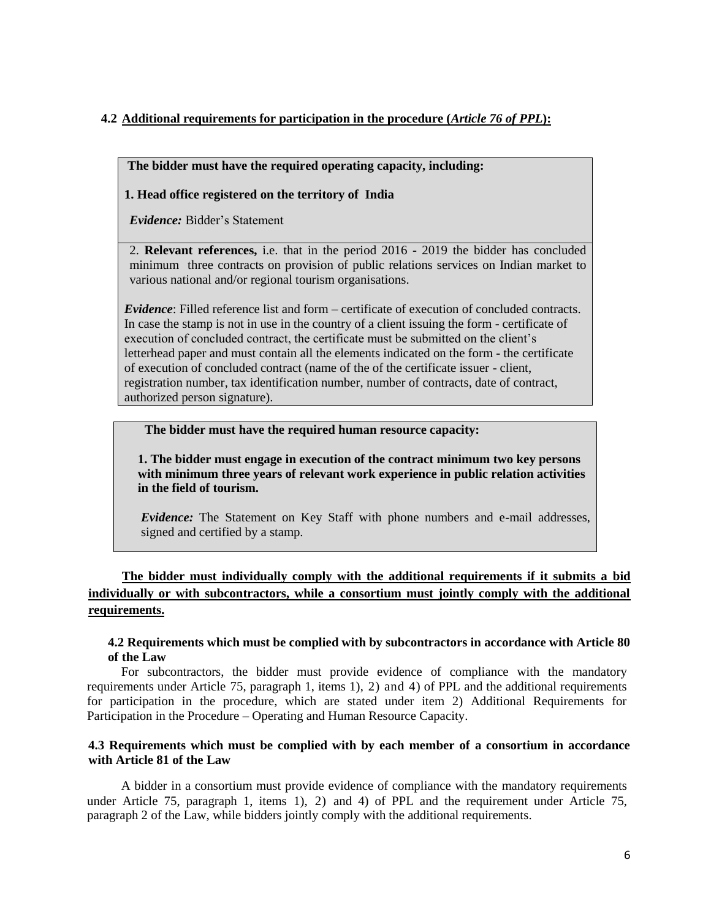**4.2 Additional requirements for participation in the procedure (*Article 76 of PPL*):**

**The bidder must have the required operating capacity, including:**

**1. Head office registered on the territory of India**

*Evidence:* Bidder's Statement

2. **Relevant references,** i.e. that in the period 2016 - 2019 the bidder has concluded minimum three contracts on provision of public relations services on Indian market to various national and/or regional tourism organisations.

*Evidence*: Filled reference list and form – certificate of execution of concluded contracts. In case the stamp is not in use in the country of a client issuing the form - certificate of execution of concluded contract, the certificate must be submitted on the client's letterhead paper and must contain all the elements indicated on the form - the certificate of execution of concluded contract (name of the of the certificate issuer - client, registration number, tax identification number, number of contracts, date of contract, authorized person signature).

**The bidder must have the required human resource capacity:**

**1. The bidder must engage in execution of the contract minimum two key persons with minimum three years of relevant work experience in public relation activities in the field of tourism.**

*Evidence:* The Statement on Key Staff with phone numbers and e-mail addresses, signed and certified by a stamp.

**The bidder must individually comply with the additional requirements if it submits a bid individually or with subcontractors, while a consortium must jointly comply with the additional requirements.**

**4.2 Requirements which must be complied with by subcontractors in accordance with Article 80 of the Law**

For subcontractors, the bidder must provide evidence of compliance with the mandatory requirements under Article 75, paragraph 1, items 1), 2) and 4) of PPL and the additional requirements for participation in the procedure, which are stated under item 2) Additional Requirements for Participation in the Procedure – Operating and Human Resource Capacity.

**4.3 Requirements which must be complied with by each member of a consortium in accordance with Article 81 of the Law**

A bidder in a consortium must provide evidence of compliance with the mandatory requirements under Article 75, paragraph 1, items 1), 2) and 4) of PPL and the requirement under Article 75, paragraph 2 of the Law, while bidders jointly comply with the additional requirements.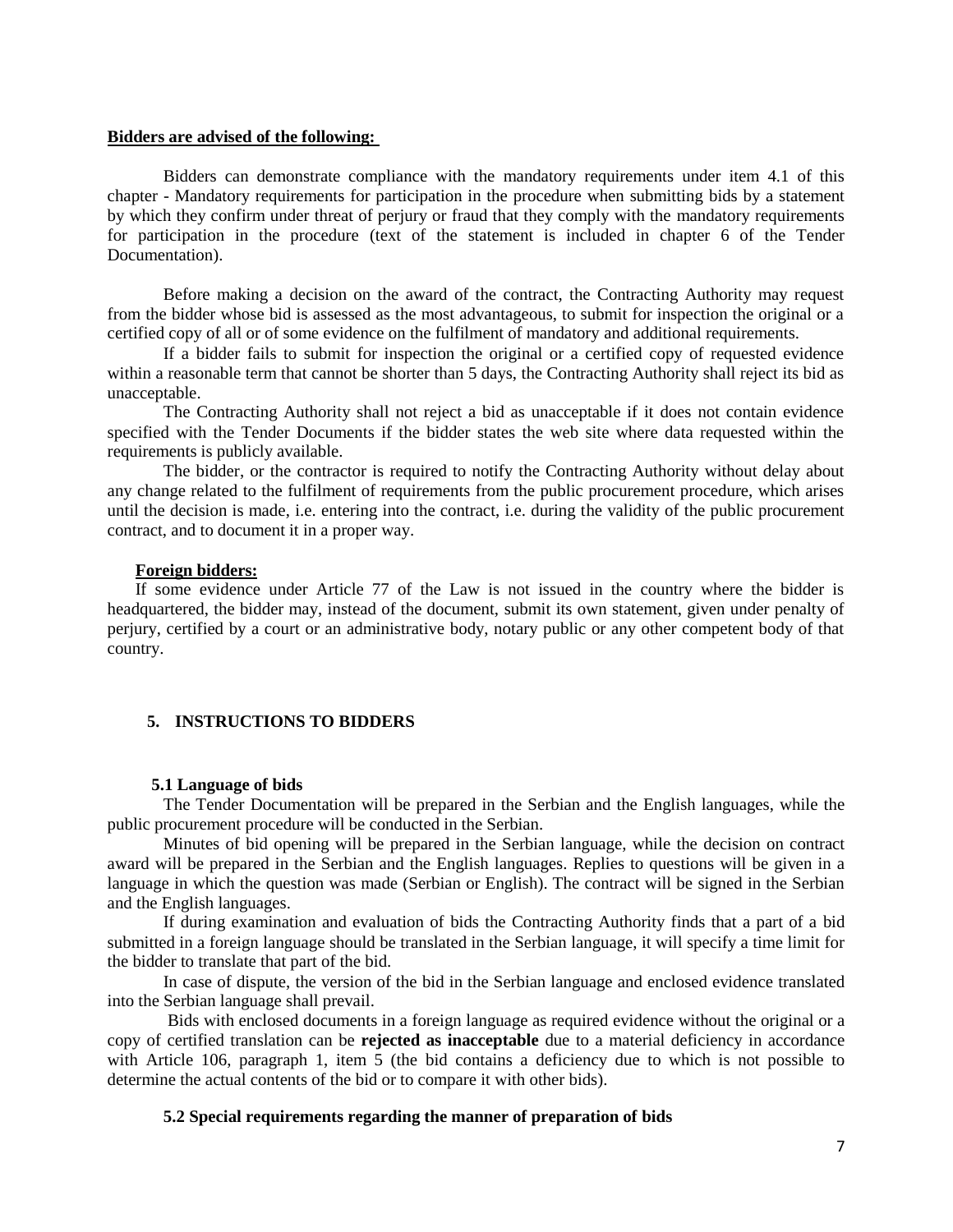**Bidders are advised of the following:**

Bidders can demonstrate compliance with the mandatory requirements under item 4.1 of this chapter - Mandatory requirements for participation in the procedure when submitting bids by a statement by which they confirm under threat of perjury or fraud that they comply with the mandatory requirements for participation in the procedure (text of the statement is included in chapter 6 of the Tender Documentation).

Before making a decision on the award of the contract, the Contracting Authority may request from the bidder whose bid is assessed as the most advantageous, to submit for inspection the original or a certified copy of all or of some evidence on the fulfilment of mandatory and additional requirements.

If a bidder fails to submit for inspection the original or a certified copy of requested evidence within a reasonable term that cannot be shorter than 5 days, the Contracting Authority shall reject its bid as unacceptable.

The Contracting Authority shall not reject a bid as unacceptable if it does not contain evidence specified with the Tender Documents if the bidder states the web site where data requested within the requirements is publicly available.

The bidder, or the contractor is required to notify the Contracting Authority without delay about any change related to the fulfilment of requirements from the public procurement procedure, which arises until the decision is made, i.e. entering into the contract, i.e. during the validity of the public procurement contract, and to document it in a proper way.

**Foreign bidders:**

If some evidence under Article 77 of the Law is not issued in the country where the bidder is headquartered, the bidder may, instead of the document, submit its own statement, given under penalty of perjury, certified by a court or an administrative body, notary public or any other competent body of that country.

## 5. INSTRUCTIONS TO BIDDERS

### 5.1 Language of bids

The Tender Documentation will be prepared in the Serbian and the English languages, while the public procurement procedure will be conducted in the Serbian.

Minutes of bid opening will be prepared in the Serbian language, while the decision on contract award will be prepared in the Serbian and the English languages. Replies to questions will be given in a language in which the question was made (Serbian or English). The contract will be signed in the Serbian and the English languages.

If during examination and evaluation of bids the Contracting Authority finds that a part of a bid submitted in a foreign language should be translated in the Serbian language, it will specify a time limit for the bidder to translate that part of the bid.

In case of dispute, the version of the bid in the Serbian language and enclosed evidence translated into the Serbian language shall prevail.

Bids with enclosed documents in a foreign language as required evidence without the original or a copy of certified translation can be **rejected as inacceptable** due to a material deficiency in accordance with Article 106, paragraph 1, item 5 (the bid contains a deficiency due to which is not possible to determine the actual contents of the bid or to compare it with other bids).

### 5.2 Special requirements regarding the manner of preparation of bids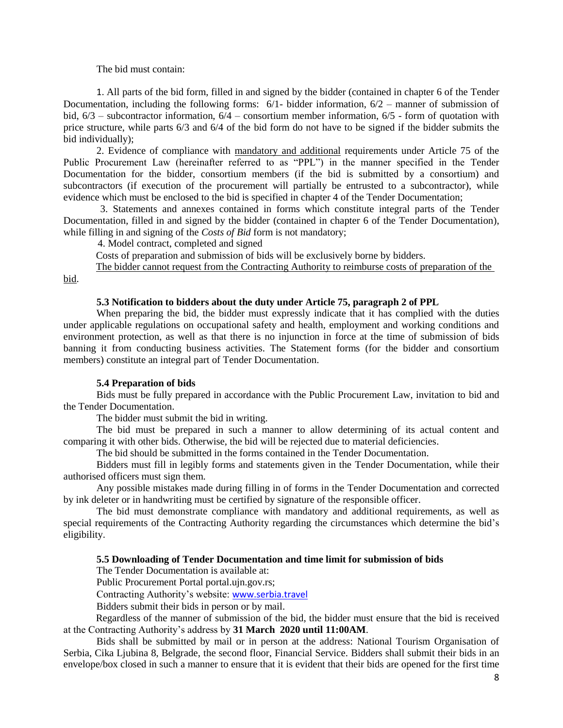The bid must contain:

1. All parts of the bid form, filled in and signed by the bidder (contained in chapter 6 of the Tender Documentation, including the following forms: 6/1- bidder information, 6/2 – manner of submission of bid, 6/3 – subcontractor information, 6/4 – consortium member information, 6/5 - form of quotation with price structure, while parts 6/3 and 6/4 of the bid form do not have to be signed if the bidder submits the bid individually);

2. Evidence of compliance with mandatory and additional requirements under Article 75 of the Public Procurement Law (hereinafter referred to as "PPL") in the manner specified in the Tender Documentation for the bidder, consortium members (if the bid is submitted by a consortium) and subcontractors (if execution of the procurement will partially be entrusted to a subcontractor), while evidence which must be enclosed to the bid is specified in chapter 4 of the Tender Documentation;

3. Statements and annexes contained in forms which constitute integral parts of the Tender Documentation, filled in and signed by the bidder (contained in chapter 6 of the Tender Documentation), while filling in and signing of the *Costs of Bid* form is not mandatory;

4. Model contract, completed and signed

Costs of preparation and submission of bids will be exclusively borne by bidders.

The bidder cannot request from the Contracting Authority to reimburse costs of preparation of the bid.

### 5.3 Notification to bidders about the duty under Article 75, paragraph 2 of PPL

When preparing the bid, the bidder must expressly indicate that it has complied with the duties under applicable regulations on occupational safety and health, employment and working conditions and environment protection, as well as that there is no injunction in force at the time of submission of bids banning it from conducting business activities. The Statement forms (for the bidder and consortium members) constitute an integral part of Tender Documentation.

### 5.4 Preparation of bids

Bids must be fully prepared in accordance with the Public Procurement Law, invitation to bid and the Tender Documentation.

The bidder must submit the bid in writing.

The bid must be prepared in such a manner to allow determining of its actual content and comparing it with other bids. Otherwise, the bid will be rejected due to material deficiencies.

The bid should be submitted in the forms contained in the Tender Documentation.

Bidders must fill in legibly forms and statements given in the Tender Documentation, while their authorised officers must sign them.

Any possible mistakes made during filling in of forms in the Tender Documentation and corrected by ink deleter or in handwriting must be certified by signature of the responsible officer.

The bid must demonstrate compliance with mandatory and additional requirements, as well as special requirements of the Contracting Authority regarding the circumstances which determine the bid's eligibility.

### 5.5 Downloading of Tender Documentation and time limit for submission of bids

The Tender Documentation is available at:

Public Procurement Portal portal.ujn.gov.rs;

Contracting Authority's website: www.serbia.travel

Bidders submit their bids in person or by mail.

Regardless of the manner of submission of the bid, the bidder must ensure that the bid is received at the Contracting Authority's address by **31 March 2020 until 11:00AM**.

Bids shall be submitted by mail or in person at the address: National Tourism Organisation of Serbia, Cika Ljubina 8, Belgrade, the second floor, Financial Service. Bidders shall submit their bids in an envelope/box closed in such a manner to ensure that it is evident that their bids are opened for the first time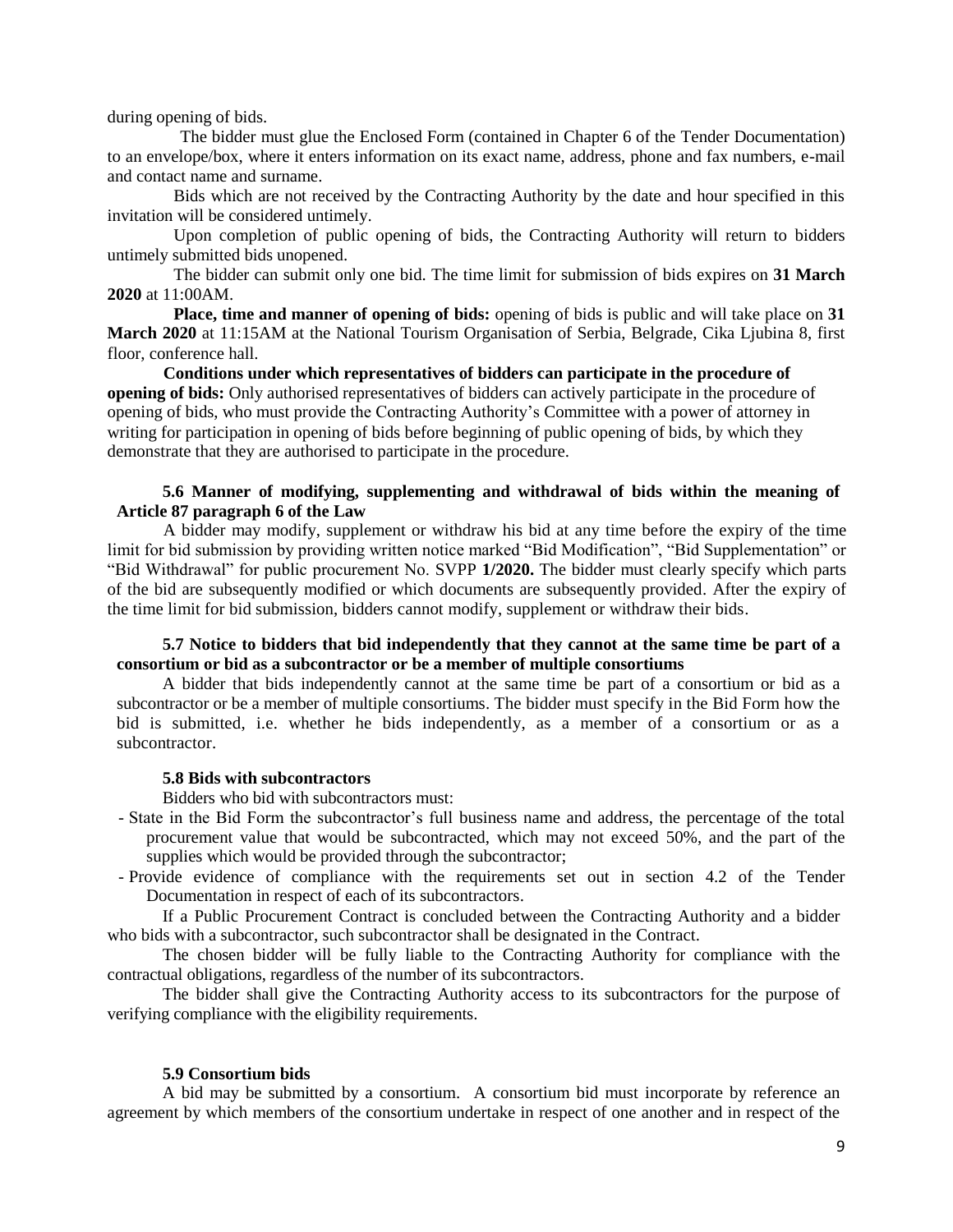during opening of bids.

The bidder must glue the Enclosed Form (contained in Chapter 6 of the Tender Documentation) to an envelope/box, where it enters information on its exact name, address, phone and fax numbers, e-mail and contact name and surname.

Bids which are not received by the Contracting Authority by the date and hour specified in this invitation will be considered untimely.

Upon completion of public opening of bids, the Contracting Authority will return to bidders untimely submitted bids unopened.

The bidder can submit only one bid. The time limit for submission of bids expires on **31 March 2020** at 11:00AM.

**Place, time and manner of opening of bids:** opening of bids is public and will take place on **31 March 2020** at 11:15AM at the National Tourism Organisation of Serbia, Belgrade, Cika Ljubina 8, first floor, conference hall.

**Conditions under which representatives of bidders can participate in the procedure of opening of bids:** Only authorised representatives of bidders can actively participate in the procedure of opening of bids, who must provide the Contracting Authority's Committee with a power of attorney in writing for participation in opening of bids before beginning of public opening of bids, by which they demonstrate that they are authorised to participate in the procedure.

### 5.6 Manner of modifying, supplementing and withdrawal of bids within the meaning of Article 87 paragraph 6 of the Law

A bidder may modify, supplement or withdraw his bid at any time before the expiry of the time limit for bid submission by providing written notice marked "Bid Modification", "Bid Supplementation" or "Bid Withdrawal" for public procurement No. SVPP **1/2020.** The bidder must clearly specify which parts of the bid are subsequently modified or which documents are subsequently provided. After the expiry of the time limit for bid submission, bidders cannot modify, supplement or withdraw their bids.

### 5.7 Notice to bidders that bid independently that they cannot at the same time be part of a consortium or bid as a subcontractor or be a member of multiple consortiums

A bidder that bids independently cannot at the same time be part of a consortium or bid as a subcontractor or be a member of multiple consortiums. The bidder must specify in the Bid Form how the bid is submitted, i.e. whether he bids independently, as a member of a consortium or as a subcontractor.

### 5.8 Bids with subcontractors

Bidders who bid with subcontractors must:

- State in the Bid Form the subcontractor's full business name and address, the percentage of the total procurement value that would be subcontracted, which may not exceed 50%, and the part of the supplies which would be provided through the subcontractor;
- Provide evidence of compliance with the requirements set out in section 4.2 of the Tender Documentation in respect of each of its subcontractors.

If a Public Procurement Contract is concluded between the Contracting Authority and a bidder who bids with a subcontractor, such subcontractor shall be designated in the Contract.

The chosen bidder will be fully liable to the Contracting Authority for compliance with the contractual obligations, regardless of the number of its subcontractors.

The bidder shall give the Contracting Authority access to its subcontractors for the purpose of verifying compliance with the eligibility requirements.

### 5.9 Consortium bids

A bid may be submitted by a consortium. A consortium bid must incorporate by reference an agreement by which members of the consortium undertake in respect of one another and in respect of the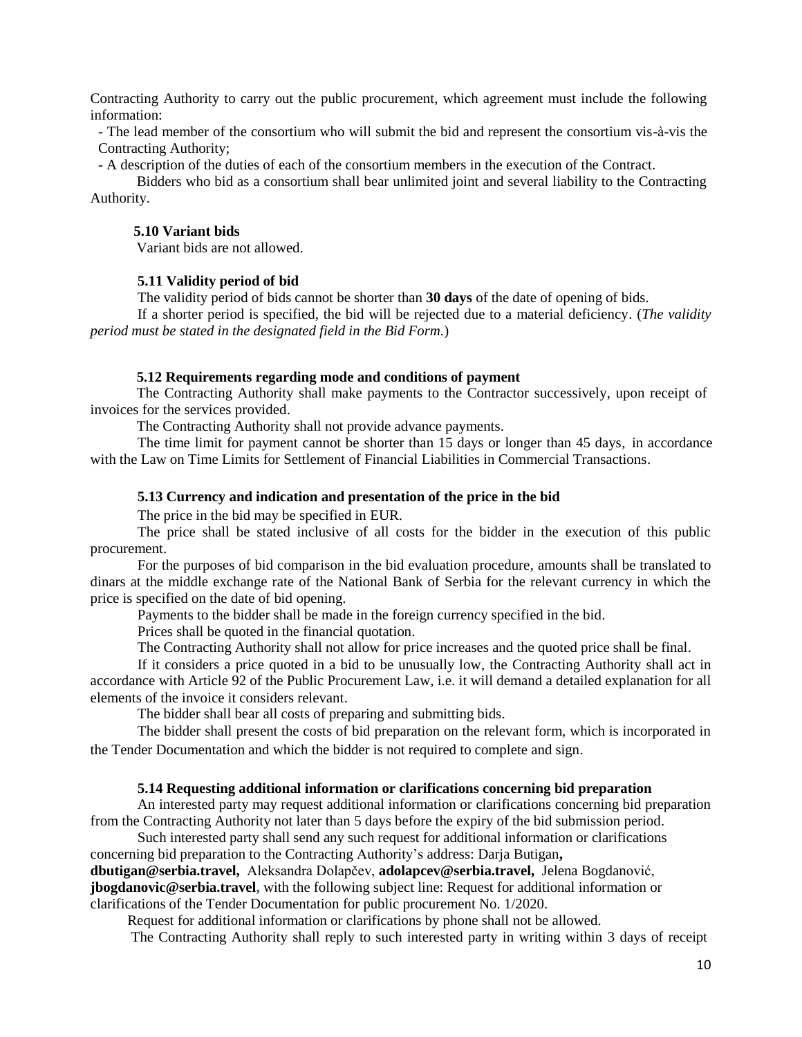Contracting Authority to carry out the public procurement, which agreement must include the following information:

- The lead member of the consortium who will submit the bid and represent the consortium vis-à-vis the Contracting Authority;
- A description of the duties of each of the consortium members in the execution of the Contract.

Bidders who bid as a consortium shall bear unlimited joint and several liability to the Contracting Authority.

### 5.10 Variant bids

Variant bids are not allowed.

### 5.11 Validity period of bid

The validity period of bids cannot be shorter than **30 days** of the date of opening of bids.

If a shorter period is specified, the bid will be rejected due to a material deficiency. (*The validity period must be stated in the designated field in the Bid Form.*)

### 5.12 Requirements regarding mode and conditions of payment

The Contracting Authority shall make payments to the Contractor successively, upon receipt of invoices for the services provided.

The Contracting Authority shall not provide advance payments.

The time limit for payment cannot be shorter than 15 days or longer than 45 days, in accordance with the Law on Time Limits for Settlement of Financial Liabilities in Commercial Transactions.

### 5.13 Currency and indication and presentation of the price in the bid

The price in the bid may be specified in EUR.

The price shall be stated inclusive of all costs for the bidder in the execution of this public procurement.

For the purposes of bid comparison in the bid evaluation procedure, amounts shall be translated to dinars at the middle exchange rate of the National Bank of Serbia for the relevant currency in which the price is specified on the date of bid opening.

Payments to the bidder shall be made in the foreign currency specified in the bid.

Prices shall be quoted in the financial quotation.

The Contracting Authority shall not allow for price increases and the quoted price shall be final.

If it considers a price quoted in a bid to be unusually low, the Contracting Authority shall act in accordance with Article 92 of the Public Procurement Law, i.e. it will demand a detailed explanation for all elements of the invoice it considers relevant.

The bidder shall bear all costs of preparing and submitting bids.

The bidder shall present the costs of bid preparation on the relevant form, which is incorporated in the Tender Documentation and which the bidder is not required to complete and sign.

### 5.14 Requesting additional information or clarifications concerning bid preparation

An interested party may request additional information or clarifications concerning bid preparation from the Contracting Authority not later than 5 days before the expiry of the bid submission period.

Such interested party shall send any such request for additional information or clarifications concerning bid preparation to the Contracting Authority's address: Darja Butigan**, dbutigan@serbia.travel,** Aleksandra Dolapčev, **adolapcev@serbia.travel,** Jelena Bogdanović, **jbogdanovic@serbia.travel**, with the following subject line: Request for additional information or clarifications of the Tender Documentation for public procurement No. 1/2020.

Request for additional information or clarifications by phone shall not be allowed.

The Contracting Authority shall reply to such interested party in writing within 3 days of receipt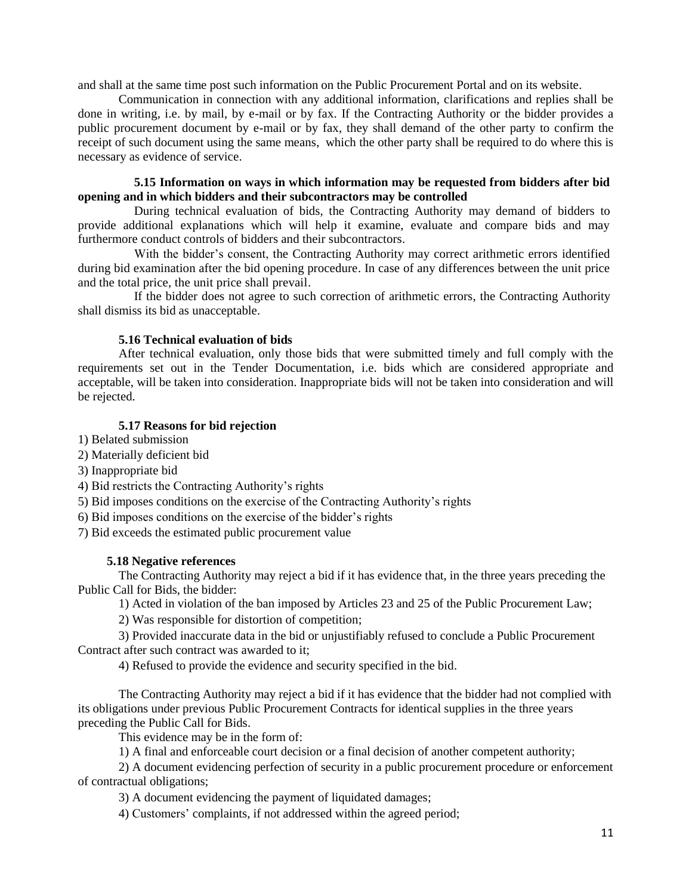and shall at the same time post such information on the Public Procurement Portal and on its website.

Communication in connection with any additional information, clarifications and replies shall be done in writing, i.e. by mail, by e-mail or by fax. If the Contracting Authority or the bidder provides a public procurement document by e-mail or by fax, they shall demand of the other party to confirm the receipt of such document using the same means, which the other party shall be required to do where this is necessary as evidence of service.

### 5.15 Information on ways in which information may be requested from bidders after bid opening and in which bidders and their subcontractors may be controlled

During technical evaluation of bids, the Contracting Authority may demand of bidders to provide additional explanations which will help it examine, evaluate and compare bids and may furthermore conduct controls of bidders and their subcontractors.

With the bidder's consent, the Contracting Authority may correct arithmetic errors identified during bid examination after the bid opening procedure. In case of any differences between the unit price and the total price, the unit price shall prevail.

If the bidder does not agree to such correction of arithmetic errors, the Contracting Authority shall dismiss its bid as unacceptable.

### 5.16 Technical evaluation of bids

After technical evaluation, only those bids that were submitted timely and full comply with the requirements set out in the Tender Documentation, i.e. bids which are considered appropriate and acceptable, will be taken into consideration. Inappropriate bids will not be taken into consideration and will be rejected.

### 5.17 Reasons for bid rejection

1) Belated submission
2) Materially deficient bid
3) Inappropriate bid
4) Bid restricts the Contracting Authority's rights
5) Bid imposes conditions on the exercise of the Contracting Authority's rights
6) Bid imposes conditions on the exercise of the bidder's rights
7) Bid exceeds the estimated public procurement value

### 5.18 Negative references

The Contracting Authority may reject a bid if it has evidence that, in the three years preceding the Public Call for Bids, the bidder:

1) Acted in violation of the ban imposed by Articles 23 and 25 of the Public Procurement Law;

2) Was responsible for distortion of competition;

3) Provided inaccurate data in the bid or unjustifiably refused to conclude a Public Procurement Contract after such contract was awarded to it;

4) Refused to provide the evidence and security specified in the bid.

The Contracting Authority may reject a bid if it has evidence that the bidder had not complied with its obligations under previous Public Procurement Contracts for identical supplies in the three years preceding the Public Call for Bids.

This evidence may be in the form of:

1) A final and enforceable court decision or a final decision of another competent authority;

2) A document evidencing perfection of security in a public procurement procedure or enforcement of contractual obligations;

3) A document evidencing the payment of liquidated damages;

4) Customers' complaints, if not addressed within the agreed period;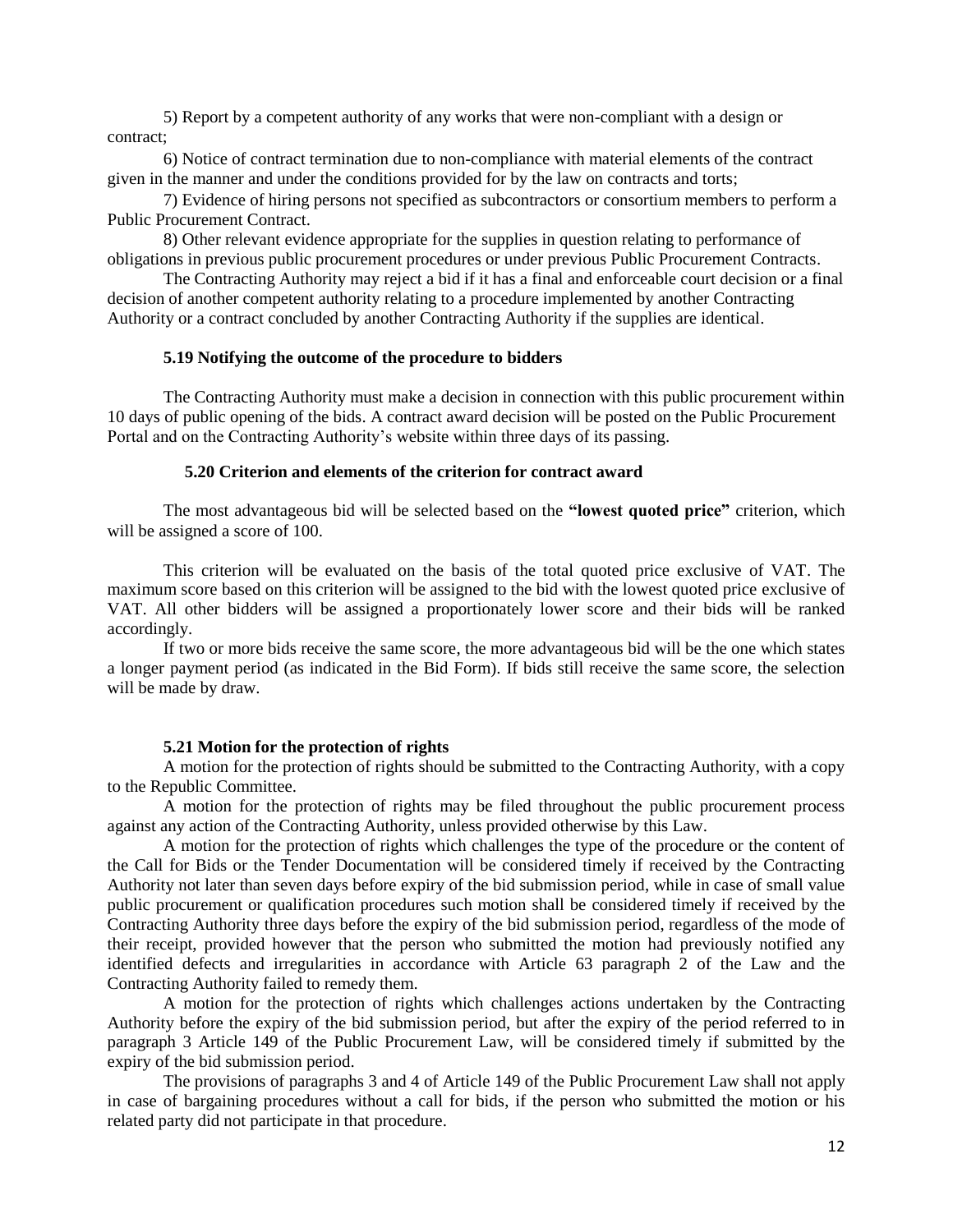5) Report by a competent authority of any works that were non-compliant with a design or contract;

6) Notice of contract termination due to non-compliance with material elements of the contract given in the manner and under the conditions provided for by the law on contracts and torts;

7) Evidence of hiring persons not specified as subcontractors or consortium members to perform a Public Procurement Contract.

8) Other relevant evidence appropriate for the supplies in question relating to performance of obligations in previous public procurement procedures or under previous Public Procurement Contracts.

The Contracting Authority may reject a bid if it has a final and enforceable court decision or a final decision of another competent authority relating to a procedure implemented by another Contracting Authority or a contract concluded by another Contracting Authority if the supplies are identical.

### 5.19 Notifying the outcome of the procedure to bidders

The Contracting Authority must make a decision in connection with this public procurement within 10 days of public opening of the bids. A contract award decision will be posted on the Public Procurement Portal and on the Contracting Authority's website within three days of its passing.

### 5.20 Criterion and elements of the criterion for contract award

The most advantageous bid will be selected based on the **"lowest quoted price"** criterion, which will be assigned a score of 100.

This criterion will be evaluated on the basis of the total quoted price exclusive of VAT. The maximum score based on this criterion will be assigned to the bid with the lowest quoted price exclusive of VAT. All other bidders will be assigned a proportionately lower score and their bids will be ranked accordingly.

If two or more bids receive the same score, the more advantageous bid will be the one which states a longer payment period (as indicated in the Bid Form). If bids still receive the same score, the selection will be made by draw.

### 5.21 Motion for the protection of rights

A motion for the protection of rights should be submitted to the Contracting Authority, with a copy to the Republic Committee.

A motion for the protection of rights may be filed throughout the public procurement process against any action of the Contracting Authority, unless provided otherwise by this Law.

A motion for the protection of rights which challenges the type of the procedure or the content of the Call for Bids or the Tender Documentation will be considered timely if received by the Contracting Authority not later than seven days before expiry of the bid submission period, while in case of small value public procurement or qualification procedures such motion shall be considered timely if received by the Contracting Authority three days before the expiry of the bid submission period, regardless of the mode of their receipt, provided however that the person who submitted the motion had previously notified any identified defects and irregularities in accordance with Article 63 paragraph 2 of the Law and the Contracting Authority failed to remedy them.

A motion for the protection of rights which challenges actions undertaken by the Contracting Authority before the expiry of the bid submission period, but after the expiry of the period referred to in paragraph 3 Article 149 of the Public Procurement Law, will be considered timely if submitted by the expiry of the bid submission period.

The provisions of paragraphs 3 and 4 of Article 149 of the Public Procurement Law shall not apply in case of bargaining procedures without a call for bids, if the person who submitted the motion or his related party did not participate in that procedure.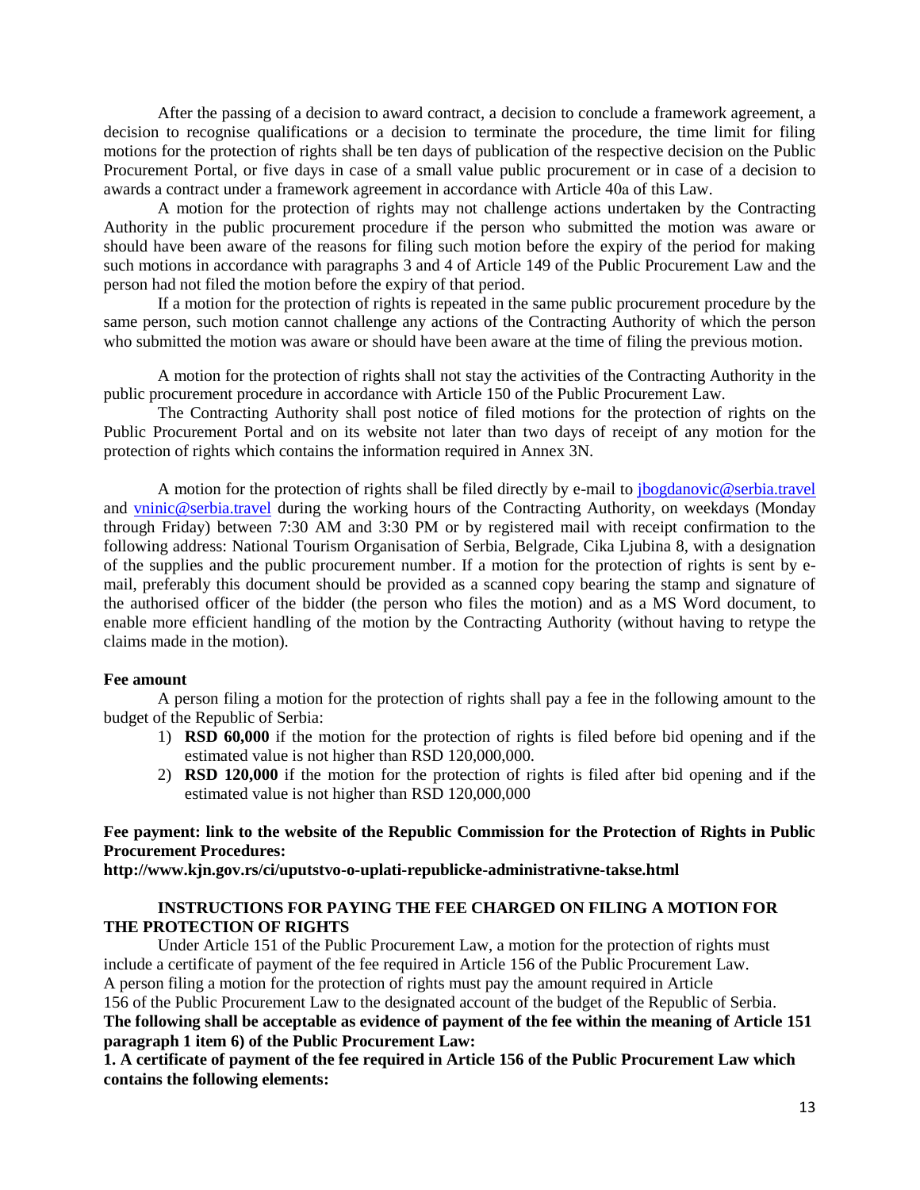After the passing of a decision to award contract, a decision to conclude a framework agreement, a decision to recognise qualifications or a decision to terminate the procedure, the time limit for filing motions for the protection of rights shall be ten days of publication of the respective decision on the Public Procurement Portal, or five days in case of a small value public procurement or in case of a decision to awards a contract under a framework agreement in accordance with Article 40a of this Law.

A motion for the protection of rights may not challenge actions undertaken by the Contracting Authority in the public procurement procedure if the person who submitted the motion was aware or should have been aware of the reasons for filing such motion before the expiry of the period for making such motions in accordance with paragraphs 3 and 4 of Article 149 of the Public Procurement Law and the person had not filed the motion before the expiry of that period.

If a motion for the protection of rights is repeated in the same public procurement procedure by the same person, such motion cannot challenge any actions of the Contracting Authority of which the person who submitted the motion was aware or should have been aware at the time of filing the previous motion.

A motion for the protection of rights shall not stay the activities of the Contracting Authority in the public procurement procedure in accordance with Article 150 of the Public Procurement Law.

The Contracting Authority shall post notice of filed motions for the protection of rights on the Public Procurement Portal and on its website not later than two days of receipt of any motion for the protection of rights which contains the information required in Annex 3N.

A motion for the protection of rights shall be filed directly by e-mail to jbogdanovic@serbia.travel and vninic@serbia.travel during the working hours of the Contracting Authority, on weekdays (Monday through Friday) between 7:30 AM and 3:30 PM or by registered mail with receipt confirmation to the following address: National Tourism Organisation of Serbia, Belgrade, Cika Ljubina 8, with a designation of the supplies and the public procurement number. If a motion for the protection of rights is sent by e-mail, preferably this document should be provided as a scanned copy bearing the stamp and signature of the authorised officer of the bidder (the person who files the motion) and as a MS Word document, to enable more efficient handling of the motion by the Contracting Authority (without having to retype the claims made in the motion).

**Fee amount**

A person filing a motion for the protection of rights shall pay a fee in the following amount to the budget of the Republic of Serbia:

1) **RSD 60,000** if the motion for the protection of rights is filed before bid opening and if the estimated value is not higher than RSD 120,000,000.
2) **RSD 120,000** if the motion for the protection of rights is filed after bid opening and if the estimated value is not higher than RSD 120,000,000

**Fee payment: link to the website of the Republic Commission for the Protection of Rights in Public Procurement Procedures:**
**http://www.kjn.gov.rs/ci/uputstvo-o-uplati-republicke-administrativne-takse.html**

**INSTRUCTIONS FOR PAYING THE FEE CHARGED ON FILING A MOTION FOR THE PROTECTION OF RIGHTS**

Under Article 151 of the Public Procurement Law, a motion for the protection of rights must include a certificate of payment of the fee required in Article 156 of the Public Procurement Law. A person filing a motion for the protection of rights must pay the amount required in Article 156 of the Public Procurement Law to the designated account of the budget of the Republic of Serbia.

**The following shall be acceptable as evidence of payment of the fee within the meaning of Article 151 paragraph 1 item 6) of the Public Procurement Law:**

**1. A certificate of payment of the fee required in Article 156 of the Public Procurement Law which contains the following elements:**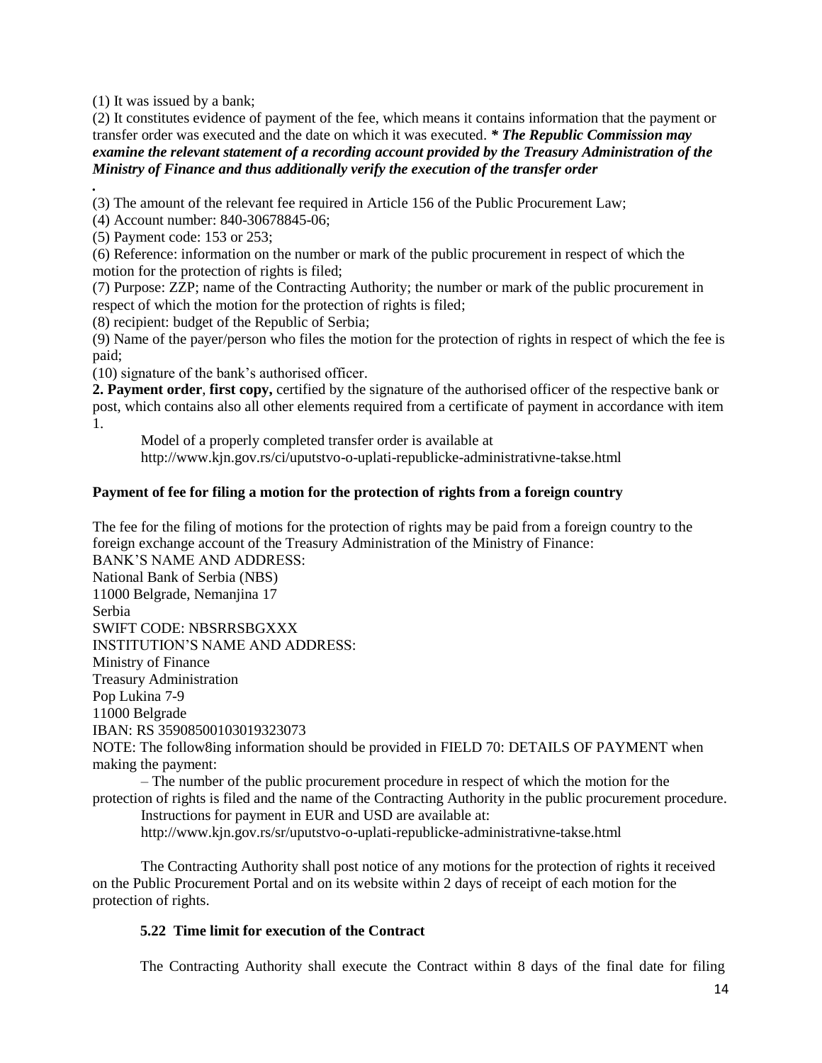(1) It was issued by a bank;

(2) It constitutes evidence of payment of the fee, which means it contains information that the payment or transfer order was executed and the date on which it was executed. ***** ***The Republic Commission may examine the relevant statement of a recording account provided by the Treasury Administration of the Ministry of Finance and thus additionally verify the execution of the transfer order***

**.**

(3) The amount of the relevant fee required in Article 156 of the Public Procurement Law;

(4) Account number: 840-30678845-06;

(5) Payment code: 153 or 253;

(6) Reference: information on the number or mark of the public procurement in respect of which the motion for the protection of rights is filed;

(7) Purpose: ZZP; name of the Contracting Authority; the number or mark of the public procurement in respect of which the motion for the protection of rights is filed;

(8) recipient: budget of the Republic of Serbia;

(9) Name of the payer/person who files the motion for the protection of rights in respect of which the fee is paid;

(10) signature of the bank's authorised officer.

**2. Payment order**, **first copy,** certified by the signature of the authorised officer of the respective bank or post, which contains also all other elements required from a certificate of payment in accordance with item 1.

Model of a properly completed transfer order is available at
http://www.kjn.gov.rs/ci/uputstvo-o-uplati-republicke-administrativne-takse.html

**Payment of fee for filing a motion for the protection of rights from a foreign country**

The fee for the filing of motions for the protection of rights may be paid from a foreign country to the foreign exchange account of the Treasury Administration of the Ministry of Finance:

BANK'S NAME AND ADDRESS:
National Bank of Serbia (NBS)
11000 Belgrade, Nemanjina 17
Serbia
SWIFT CODE: NBSRRSBGXXX
INSTITUTION'S NAME AND ADDRESS:
Ministry of Finance
Treasury Administration
Pop Lukina 7-9
11000 Belgrade
IBAN: RS 35908500103019323073

NOTE: The follow8ing information should be provided in FIELD 70: DETAILS OF PAYMENT when making the payment:

– The number of the public procurement procedure in respect of which the motion for the protection of rights is filed and the name of the Contracting Authority in the public procurement procedure.

Instructions for payment in EUR and USD are available at:
http://www.kjn.gov.rs/sr/uputstvo-o-uplati-republicke-administrativne-takse.html

The Contracting Authority shall post notice of any motions for the protection of rights it received on the Public Procurement Portal and on its website within 2 days of receipt of each motion for the protection of rights.

### 5.22 Time limit for execution of the Contract

The Contracting Authority shall execute the Contract within 8 days of the final date for filing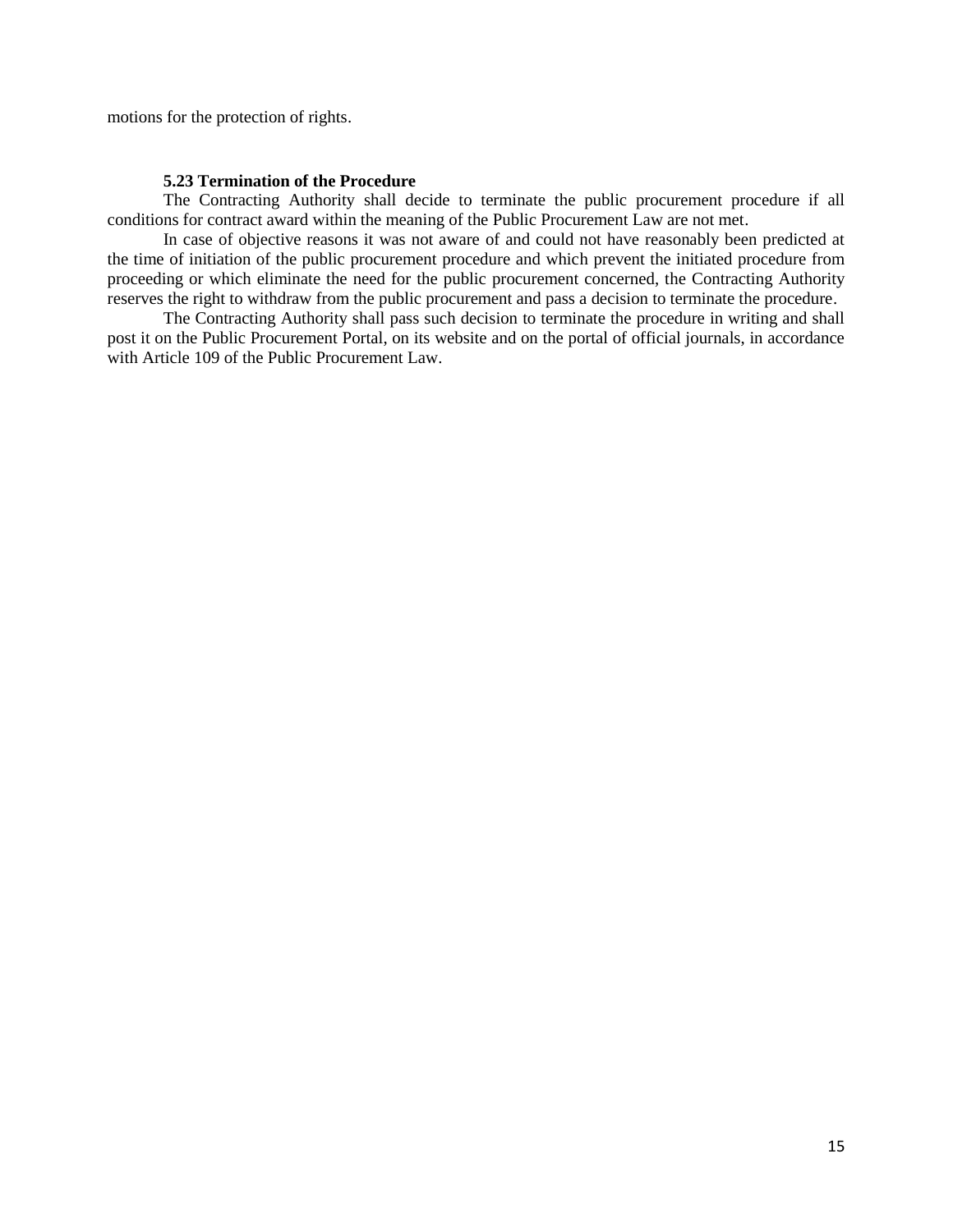motions for the protection of rights.

### 5.23 Termination of the Procedure

The Contracting Authority shall decide to terminate the public procurement procedure if all conditions for contract award within the meaning of the Public Procurement Law are not met.

In case of objective reasons it was not aware of and could not have reasonably been predicted at the time of initiation of the public procurement procedure and which prevent the initiated procedure from proceeding or which eliminate the need for the public procurement concerned, the Contracting Authority reserves the right to withdraw from the public procurement and pass a decision to terminate the procedure.

The Contracting Authority shall pass such decision to terminate the procedure in writing and shall post it on the Public Procurement Portal, on its website and on the portal of official journals, in accordance with Article 109 of the Public Procurement Law.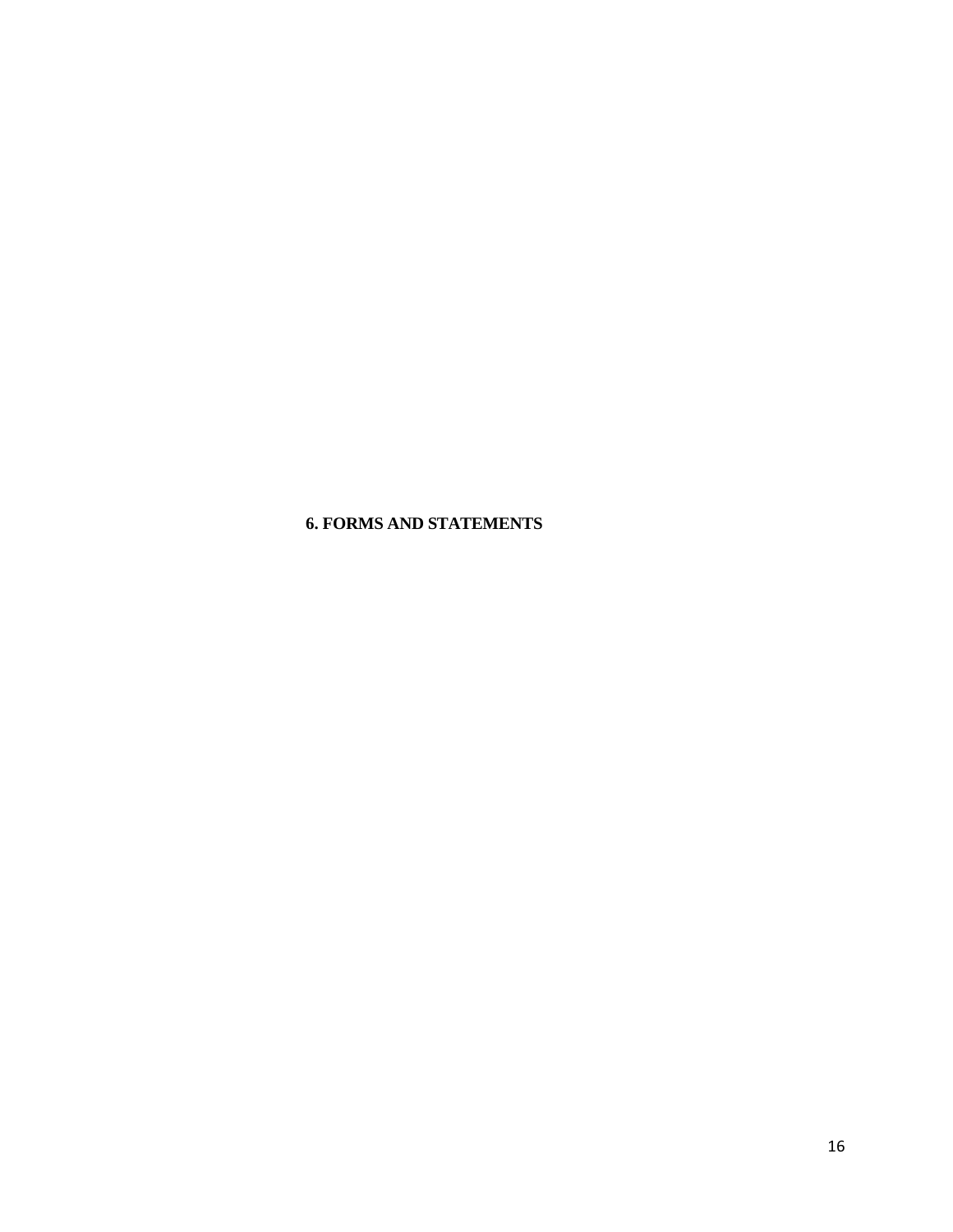# 6. FORMS AND STATEMENTS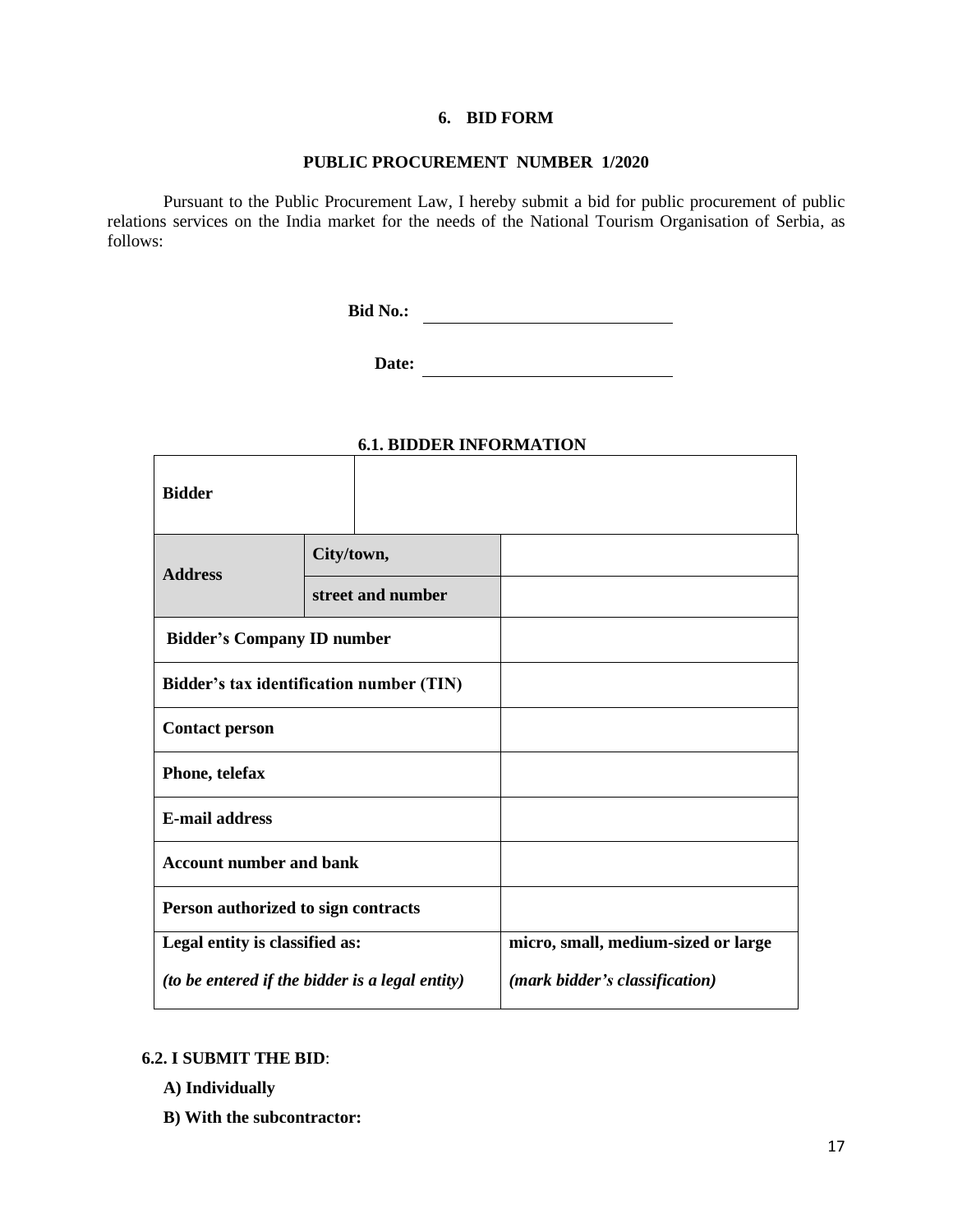## 6. BID FORM

### PUBLIC PROCUREMENT NUMBER 1/2020

Pursuant to the Public Procurement Law, I hereby submit a bid for public procurement of public relations services on the India market for the needs of the National Tourism Organisation of Serbia, as follows:

**Bid No.:** ______________________________

**Date:** ______________________________

### 6.1. BIDDER INFORMATION

| **Bidder** | | |
|---|---|---|
| **Address** | **City/town,** | |
| | **street and number** | |
| **Bidder's Company ID number** | | |
| **Bidder's tax identification number (TIN)** | | |
| **Contact person** | | |
| **Phone, telefax** | | |
| **E-mail address** | | |
| **Account number and bank** | | |
| **Person authorized to sign contracts** | | |
| **Legal entity is classified as:** *(to be entered if the bidder is a legal entity)* | | **micro, small, medium-sized or large** *(mark bidder's classification)* |

**6.2. I SUBMIT THE BID**:

**A) Individually**

**B) With the subcontractor:**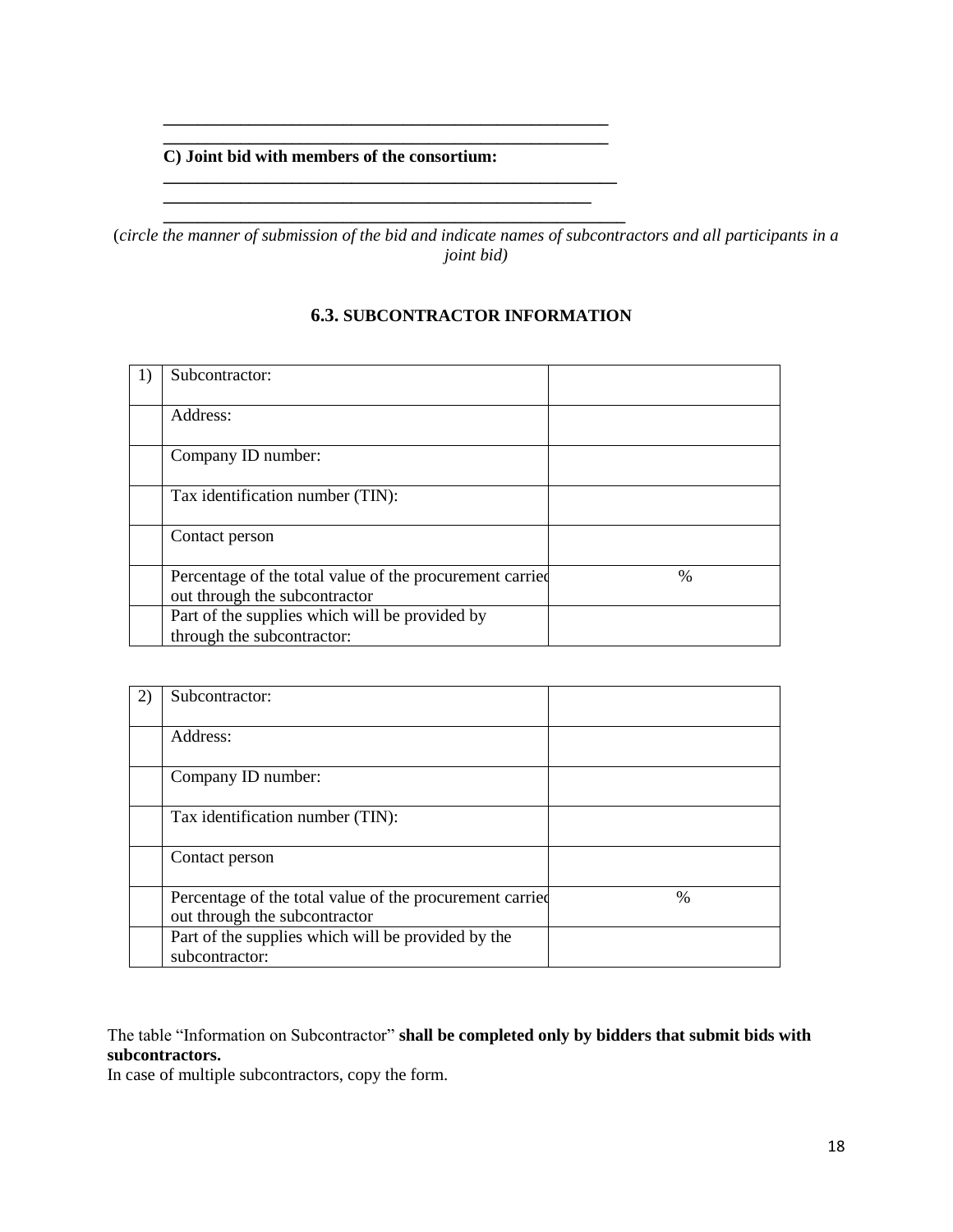______________________________________________________
______________________________________________________

**C) Joint bid with members of the consortium:**

______________________________________________________
______________________________________________________
______________________________________________________

(*circle the manner of submission of the bid and indicate names of subcontractors and all participants in a joint bid)*

### 6.3. SUBCONTRACTOR INFORMATION

| 1) | Subcontractor: | |
|---|---|---|
| | Address: | |
| | Company ID number: | |
| | Tax identification number (TIN): | |
| | Contact person | |
| | Percentage of the total value of the procurement carried out through the subcontractor | % |
| | Part of the supplies which will be provided by through the subcontractor: | |

| 2) | Subcontractor: | |
|---|---|---|
| | Address: | |
| | Company ID number: | |
| | Tax identification number (TIN): | |
| | Contact person | |
| | Percentage of the total value of the procurement carried out through the subcontractor | % |
| | Part of the supplies which will be provided by the subcontractor: | |

The table "Information on Subcontractor" **shall be completed only by bidders that submit bids with subcontractors.**
In case of multiple subcontractors, copy the form.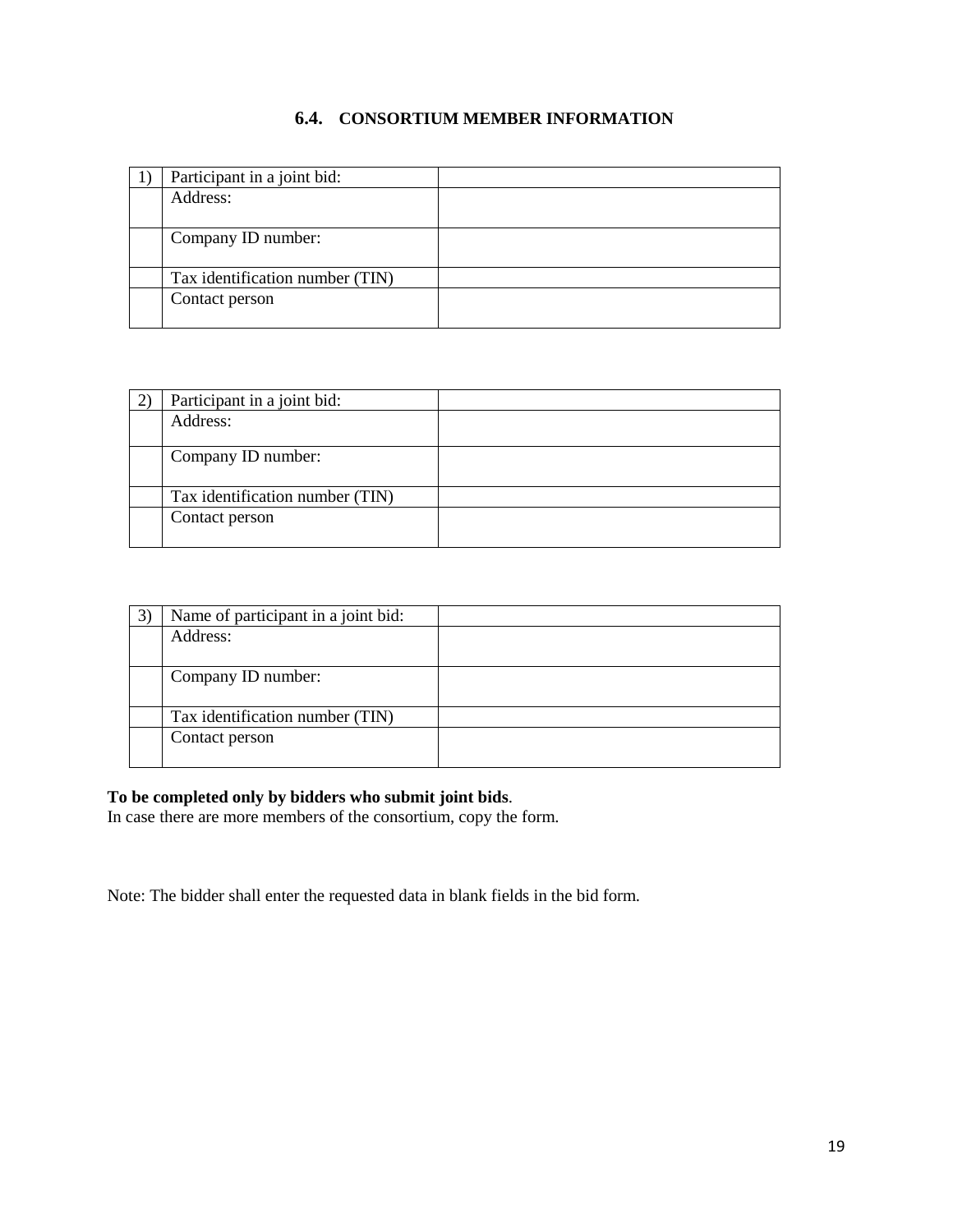### 6.4. CONSORTIUM MEMBER INFORMATION

| 1) | Participant in a joint bid: | |
|---|---|---|
| | Address: | |
| | Company ID number: | |
| | Tax identification number (TIN) | |
| | Contact person | |

| 2) | Participant in a joint bid: | |
|---|---|---|
| | Address: | |
| | Company ID number: | |
| | Tax identification number (TIN) | |
| | Contact person | |

| 3) | Name of participant in a joint bid: | |
|---|---|---|
| | Address: | |
| | Company ID number: | |
| | Tax identification number (TIN) | |
| | Contact person | |

**To be completed only by bidders who submit joint bids**.
In case there are more members of the consortium, copy the form.

Note: The bidder shall enter the requested data in blank fields in the bid form.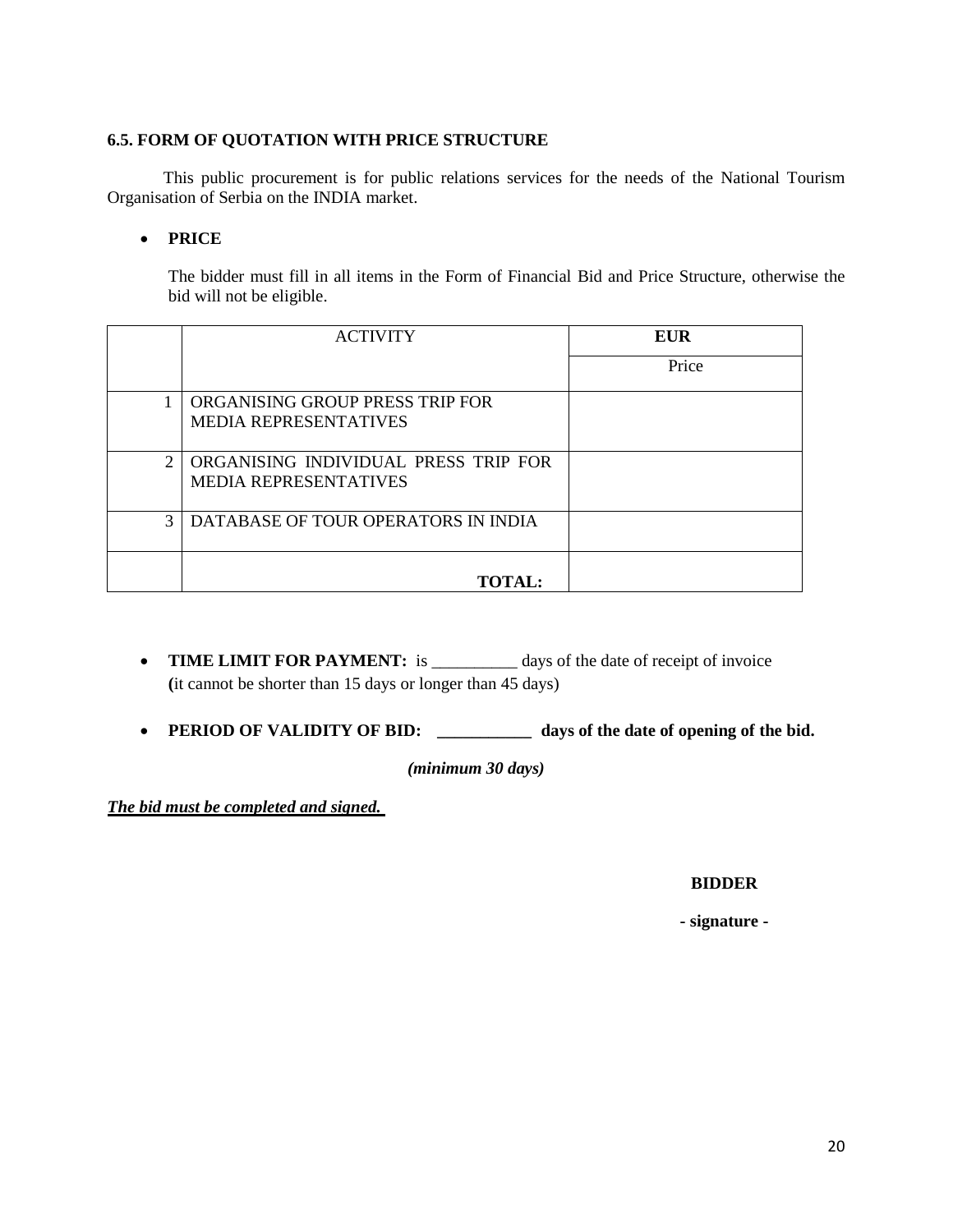### 6.5. FORM OF QUOTATION WITH PRICE STRUCTURE

This public procurement is for public relations services for the needs of the National Tourism Organisation of Serbia on the INDIA market.

- **PRICE**

  The bidder must fill in all items in the Form of Financial Bid and Price Structure, otherwise the bid will not be eligible.

| | ACTIVITY | **EUR** |
|---|---|---|
| | | Price |
| 1 | ORGANISING GROUP PRESS TRIP FOR MEDIA REPRESENTATIVES | |
| 2 | ORGANISING INDIVIDUAL PRESS TRIP FOR MEDIA REPRESENTATIVES | |
| 3 | DATABASE OF TOUR OPERATORS IN INDIA | |
| | **TOTAL:** | |

- **TIME LIMIT FOR PAYMENT:** is __________ days of the date of receipt of invoice **(**it cannot be shorter than 15 days or longer than 45 days)

- **PERIOD OF VALIDITY OF BID: ___________ days of the date of opening of the bid.**

  ***(minimum 30 days)***

***The bid must be completed and signed.***

**BIDDER**

**- signature -**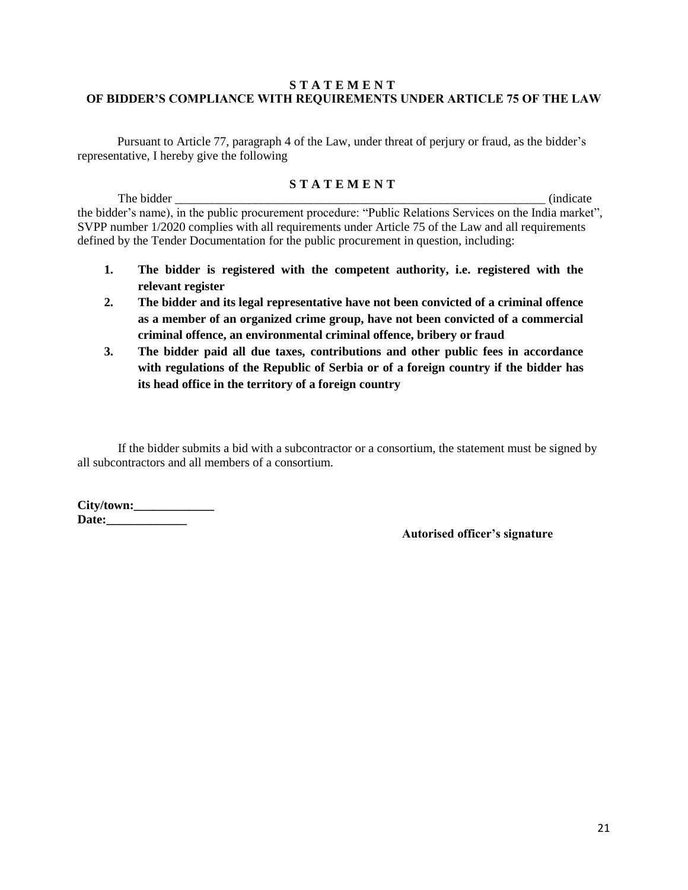**S T A T E M E N T**
**OF BIDDER'S COMPLIANCE WITH REQUIREMENTS UNDER ARTICLE 75 OF THE LAW**

Pursuant to Article 77, paragraph 4 of the Law, under threat of perjury or fraud, as the bidder's representative, I hereby give the following

**S T A T E M E N T**

The bidder _______________________________________________________________ (indicate the bidder's name), in the public procurement procedure: "Public Relations Services on the India market", SVPP number 1/2020 complies with all requirements under Article 75 of the Law and all requirements defined by the Tender Documentation for the public procurement in question, including:

1. **The bidder is registered with the competent authority, i.e. registered with the relevant register**
2. **The bidder and its legal representative have not been convicted of a criminal offence as a member of an organized crime group, have not been convicted of a commercial criminal offence, an environmental criminal offence, bribery or fraud**
3. **The bidder paid all due taxes, contributions and other public fees in accordance with regulations of the Republic of Serbia or of a foreign country if the bidder has its head office in the territory of a foreign country**

If the bidder submits a bid with a subcontractor or a consortium, the statement must be signed by all subcontractors and all members of a consortium.

**City/town:_____________**
**Date:_____________**

**Autorised officer's signature**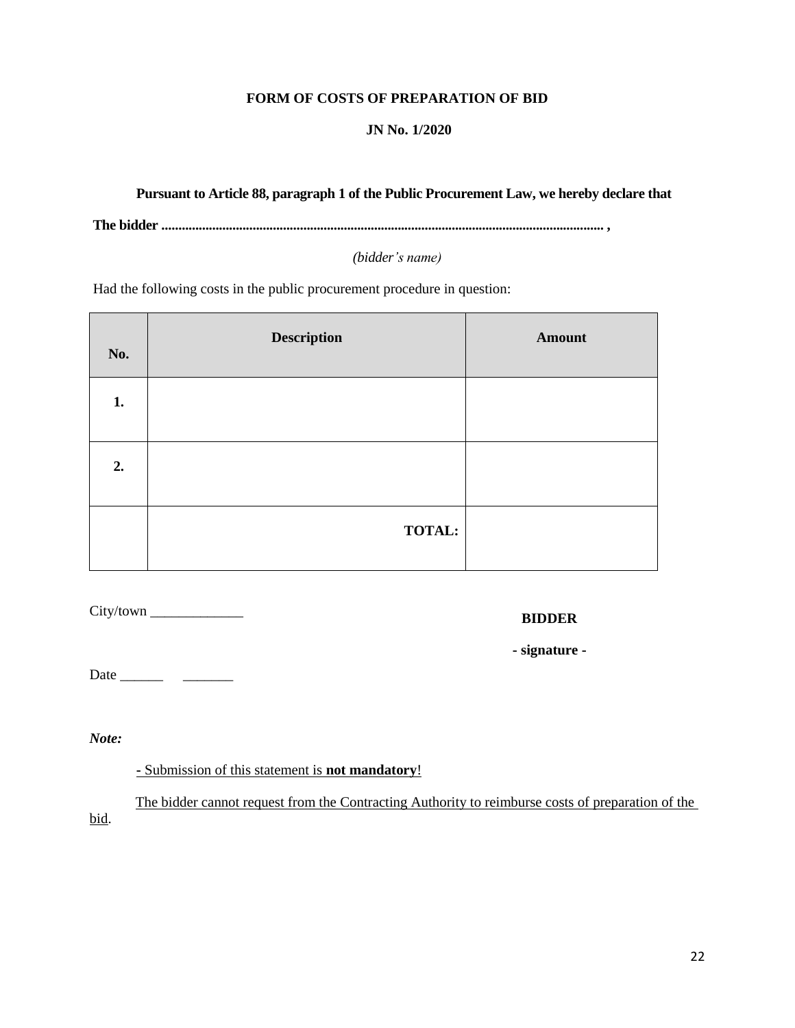**FORM OF COSTS OF PREPARATION OF BID**

**JN No. 1/2020**

**Pursuant to Article 88, paragraph 1 of the Public Procurement Law, we hereby declare that**

**The bidder ....................................................................................................................................... ,**

*(bidder's name)*

Had the following costs in the public procurement procedure in question:

| No. | Description | Amount |
|---|---|---|
| **1.** | | |
| **2.** | | |
| | **TOTAL:** | |

City/town _____________

**BIDDER**

**- signature -**

Date ______ _______

***Note:***

- Submission of this statement is **not mandatory**!

The bidder cannot request from the Contracting Authority to reimburse costs of preparation of the bid.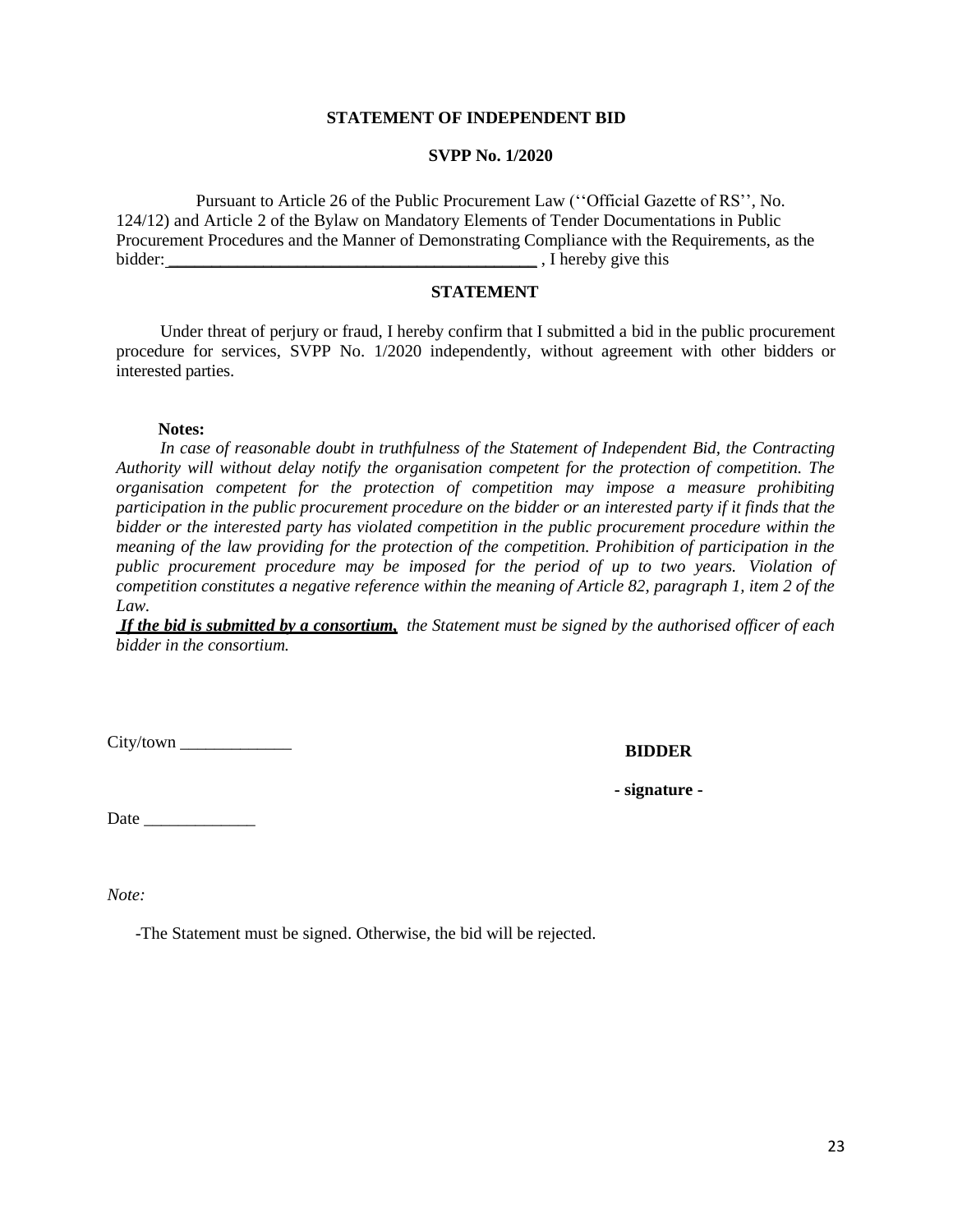**STATEMENT OF INDEPENDENT BID**

**SVPP No. 1/2020**

Pursuant to Article 26 of the Public Procurement Law (''Official Gazette of RS'', No. 124/12) and Article 2 of the Bylaw on Mandatory Elements of Tender Documentations in Public Procurement Procedures and the Manner of Demonstrating Compliance with the Requirements, as the bidder:_____________________________________________ , I hereby give this

**STATEMENT**

Under threat of perjury or fraud, I hereby confirm that I submitted a bid in the public procurement procedure for services, SVPP No. 1/2020 independently, without agreement with other bidders or interested parties.

**Notes:**

*In case of reasonable doubt in truthfulness of the Statement of Independent Bid, the Contracting Authority will without delay notify the organisation competent for the protection of competition. The organisation competent for the protection of competition may impose a measure prohibiting participation in the public procurement procedure on the bidder or an interested party if it finds that the bidder or the interested party has violated competition in the public procurement procedure within the meaning of the law providing for the protection of the competition. Prohibition of participation in the public procurement procedure may be imposed for the period of up to two years. Violation of competition constitutes a negative reference within the meaning of Article 82, paragraph 1, item 2 of the Law.*

***If the bid is submitted by a consortium,*** *the Statement must be signed by the authorised officer of each bidder in the consortium.*

City/town _____________

**BIDDER**

**- signature -**

Date _____________

*Note:*

-The Statement must be signed. Otherwise, the bid will be rejected.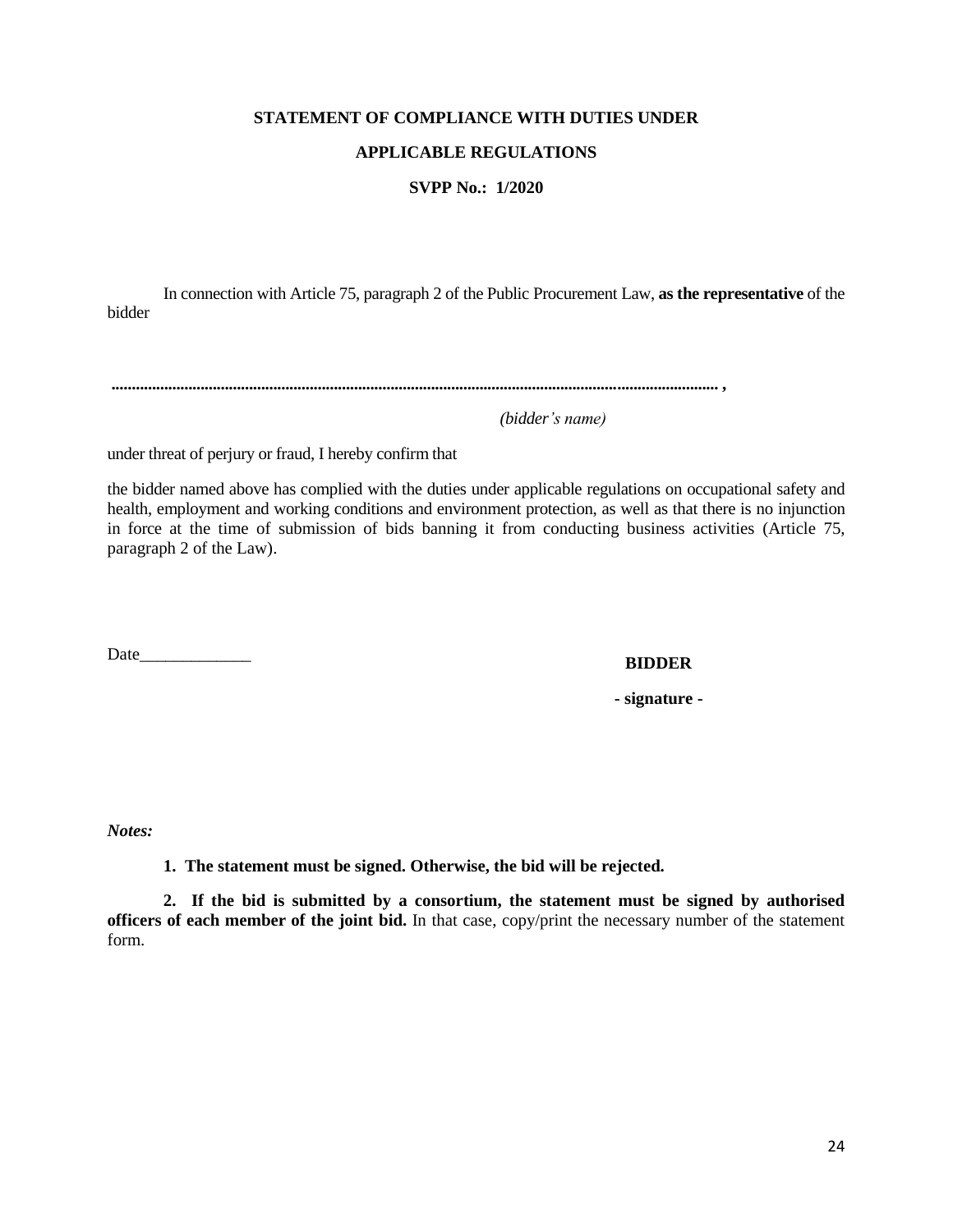**STATEMENT OF COMPLIANCE WITH DUTIES UNDER**

**APPLICABLE REGULATIONS**

**SVPP No.: 1/2020**

In connection with Article 75, paragraph 2 of the Public Procurement Law, **as the representative** of the bidder

**......................................................................................................................................................... ,**

*(bidder's name)*

under threat of perjury or fraud, I hereby confirm that

the bidder named above has complied with the duties under applicable regulations on occupational safety and health, employment and working conditions and environment protection, as well as that there is no injunction in force at the time of submission of bids banning it from conducting business activities (Article 75, paragraph 2 of the Law).

Date_____________

**BIDDER**

**- signature -**

***Notes:***

**1. The statement must be signed. Otherwise, the bid will be rejected.**

**2. If the bid is submitted by a consortium, the statement must be signed by authorised officers of each member of the joint bid.** In that case, copy/print the necessary number of the statement form.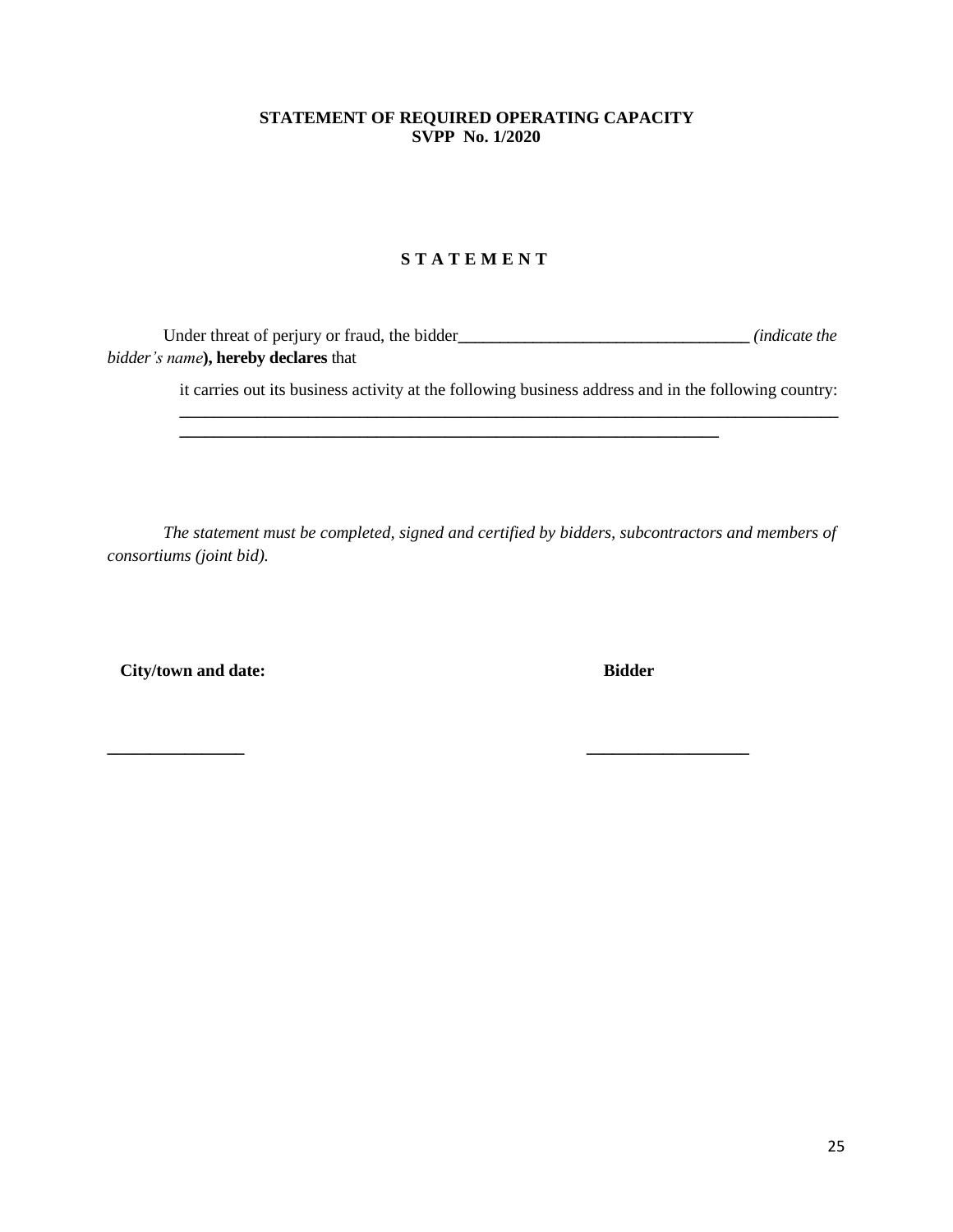**STATEMENT OF REQUIRED OPERATING CAPACITY**
**SVPP No. 1/2020**

**S T A T E M E N T**

Under threat of perjury or fraud, the bidder__________________________________ *(indicate the bidder's name***), hereby declares** that

it carries out its business activity at the following business address and in the following country: ________________________________________________________________________________
_________________________________________________________________

*The statement must be completed, signed and certified by bidders, subcontractors and members of consortiums (joint bid).*

**City/town and date:** **Bidder**

________________ __________________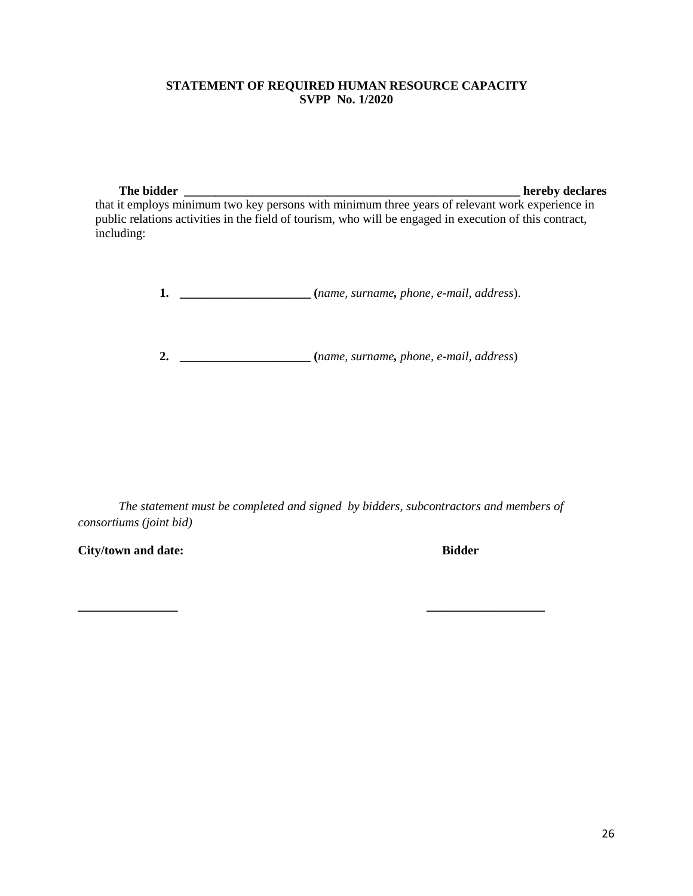**STATEMENT OF REQUIRED HUMAN RESOURCE CAPACITY**
**SVPP No. 1/2020**

**The bidder** ________________________________________________________ **hereby declares** that it employs minimum two key persons with minimum three years of relevant work experience in public relations activities in the field of tourism, who will be engaged in execution of this contract, including:

1. _____________________ (*name, surname, phone, e-mail, address*).

2. _____________________ (*name, surname, phone, e-mail, address*)

*The statement must be completed and signed by bidders, subcontractors and members of consortiums (joint bid)*

**City/town and date:** **Bidder**

________________ ___________________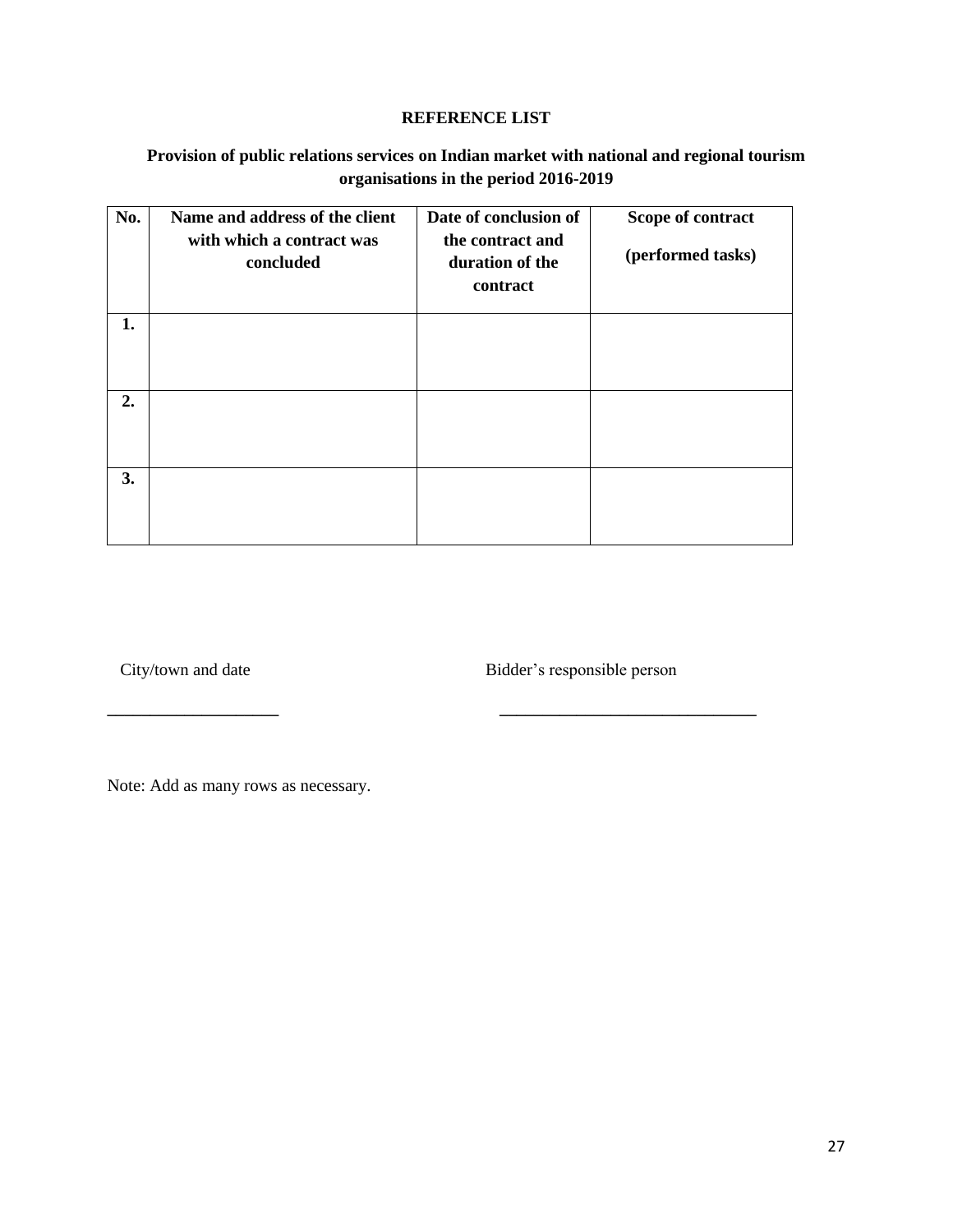**REFERENCE LIST**

**Provision of public relations services on Indian market with national and regional tourism organisations in the period 2016-2019**

| No. | Name and address of the client with which a contract was concluded | Date of conclusion of the contract and duration of the contract | Scope of contract (performed tasks) |
|---|---|---|---|
| 1. | | | |
| 2. | | | |
| 3. | | | |

City/town and date

____________________

Bidder's responsible person

______________________________

Note: Add as many rows as necessary.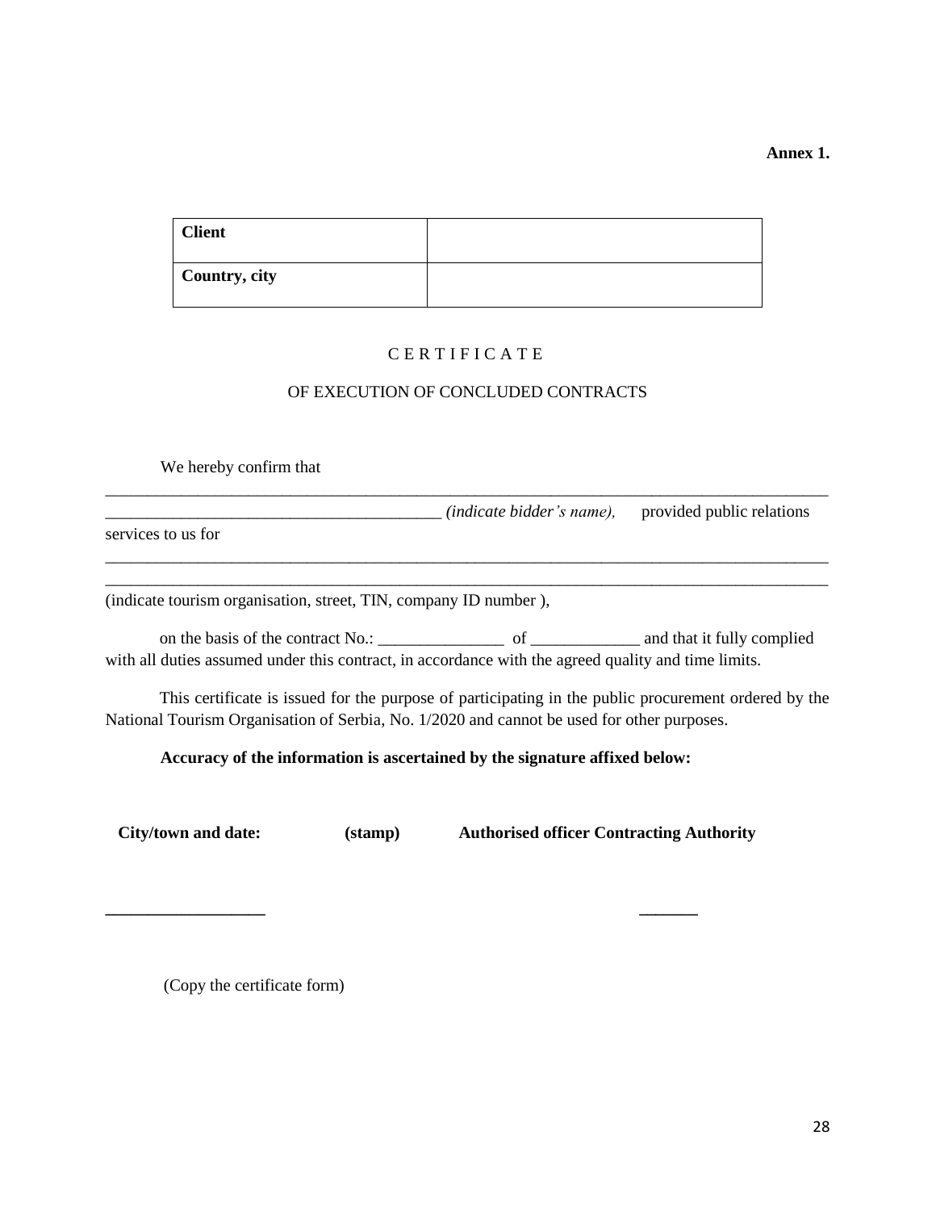**Annex 1.**

| **Client** | |
|---|---|
| **Country, city** | |

C E R T I F I C A T E

OF EXECUTION OF CONCLUDED CONTRACTS

We hereby confirm that

__________________________________________________________________________________________

________________________________________ *(indicate bidder's name),* provided public relations services to us for

__________________________________________________________________________________________

__________________________________________________________________________________________

(indicate tourism organisation, street, TIN, company ID number ),

on the basis of the contract No.: _______________ of _____________ and that it fully complied with all duties assumed under this contract, in accordance with the agreed quality and time limits.

This certificate is issued for the purpose of participating in the public procurement ordered by the National Tourism Organisation of Serbia, No. 1/2020 and cannot be used for other purposes.

**Accuracy of the information is ascertained by the signature affixed below:**

**City/town and date:** **(stamp)** **Authorised officer Contracting Authority**

__________________ _______

(Copy the certificate form)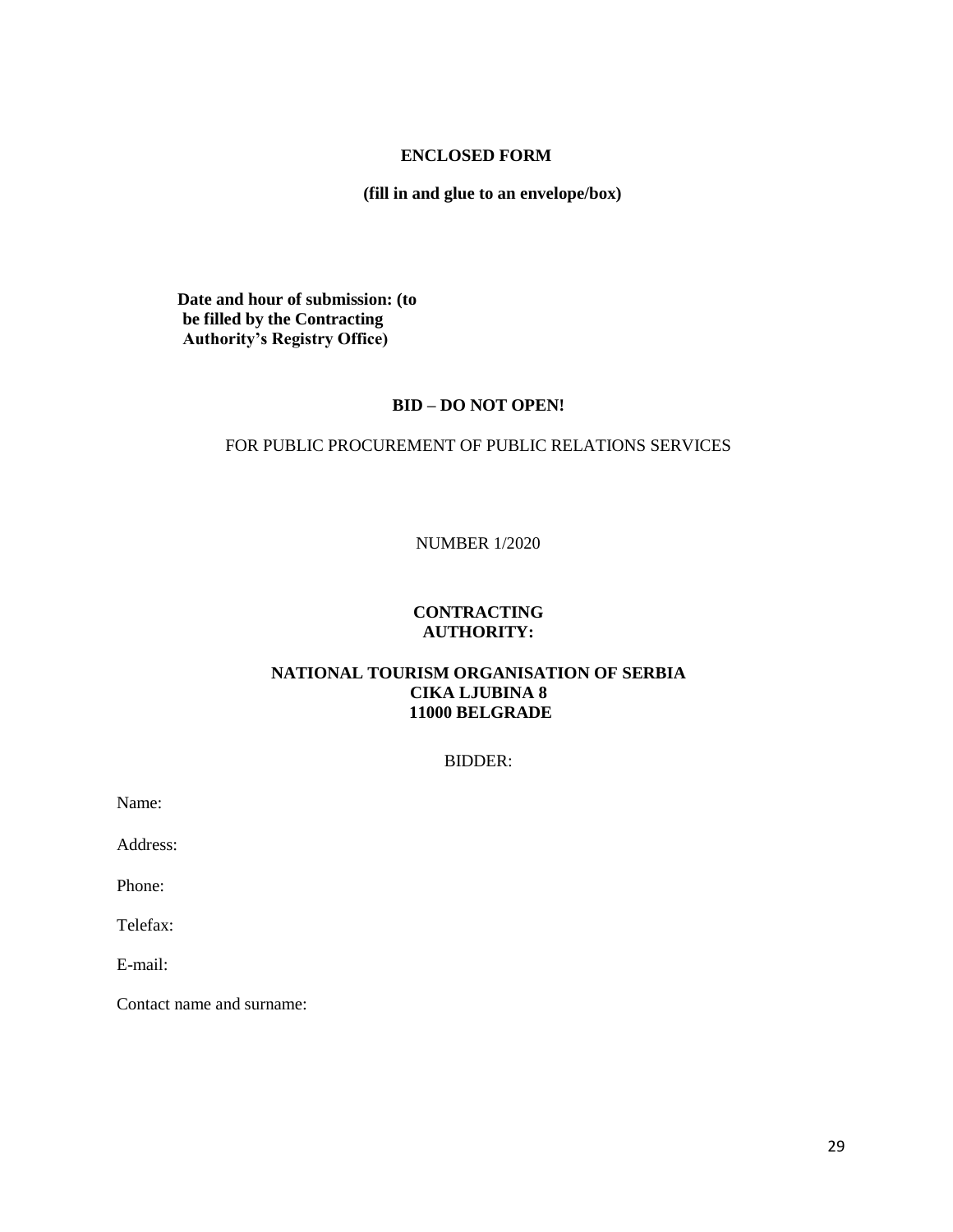**ENCLOSED FORM**

**(fill in and glue to an envelope/box)**

**Date and hour of submission: (to be filled by the Contracting Authority's Registry Office)**

**BID – DO NOT OPEN!**

FOR PUBLIC PROCUREMENT OF PUBLIC RELATIONS SERVICES

NUMBER 1/2020

**CONTRACTING AUTHORITY:**

**NATIONAL TOURISM ORGANISATION OF SERBIA**
**CIKA LJUBINA 8**
**11000 BELGRADE**

BIDDER:

Name:

Address:

Phone:

Telefax:

E-mail:

Contact name and surname: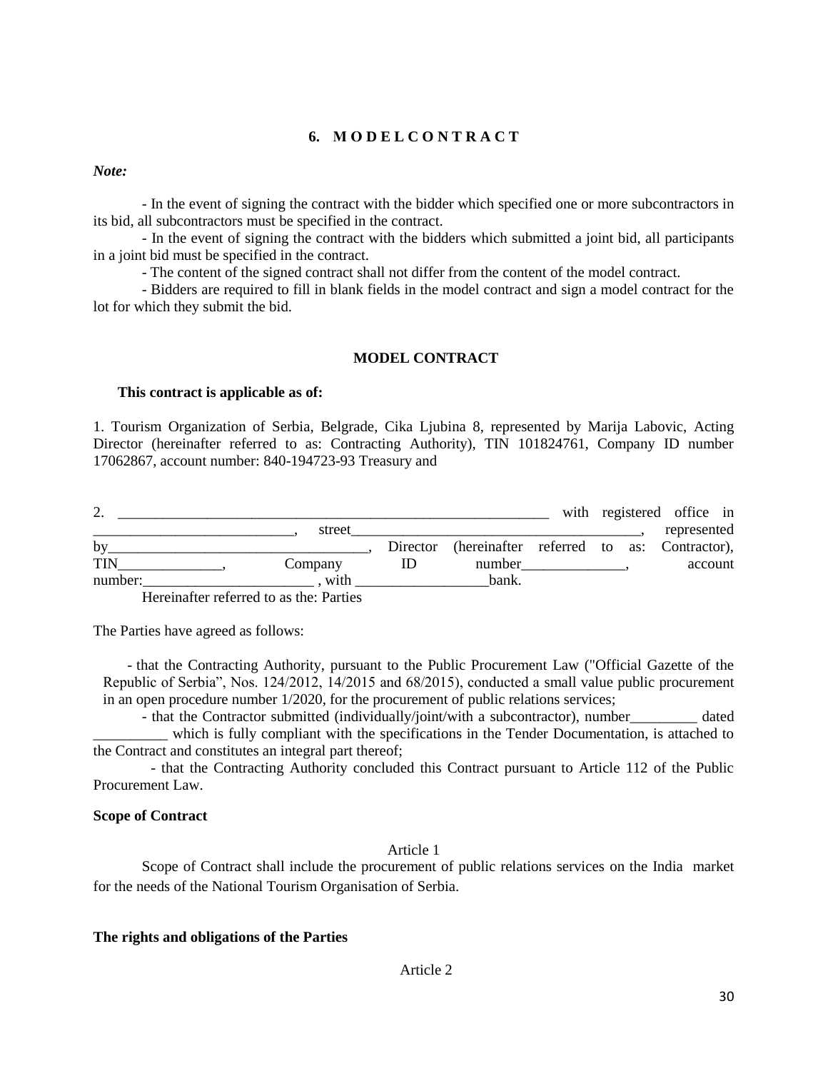## 6. M O D E L C O N T R A C T

***Note:***

- In the event of signing the contract with the bidder which specified one or more subcontractors in its bid, all subcontractors must be specified in the contract.
- In the event of signing the contract with the bidders which submitted a joint bid, all participants in a joint bid must be specified in the contract.
- The content of the signed contract shall not differ from the content of the model contract.
- Bidders are required to fill in blank fields in the model contract and sign a model contract for the lot for which they submit the bid.

### MODEL CONTRACT

**This contract is applicable as of:**

1. Tourism Organization of Serbia, Belgrade, Cika Ljubina 8, represented by Marija Labovic, Acting Director (hereinafter referred to as: Contracting Authority), TIN 101824761, Company ID number 17062867, account number: 840-194723-93 Treasury and

2. ____________________________________________________________ with registered office in ___________________________, street________________________________________, represented by___________________________________, Director (hereinafter referred to as: Contractor), TIN______________, Company ID number______________, account number:_______________________ , with __________________bank.

Hereinafter referred to as the: Parties

The Parties have agreed as follows:

- that the Contracting Authority, pursuant to the Public Procurement Law ("Official Gazette of the Republic of Serbia", Nos. 124/2012, 14/2015 and 68/2015), conducted a small value public procurement in an open procedure number 1/2020, for the procurement of public relations services;
- that the Contractor submitted (individually/joint/with a subcontractor), number_________ dated __________ which is fully compliant with the specifications in the Tender Documentation, is attached to the Contract and constitutes an integral part thereof;
- that the Contracting Authority concluded this Contract pursuant to Article 112 of the Public Procurement Law.

**Scope of Contract**

Article 1

Scope of Contract shall include the procurement of public relations services on the India market for the needs of the National Tourism Organisation of Serbia.

**The rights and obligations of the Parties**

Article 2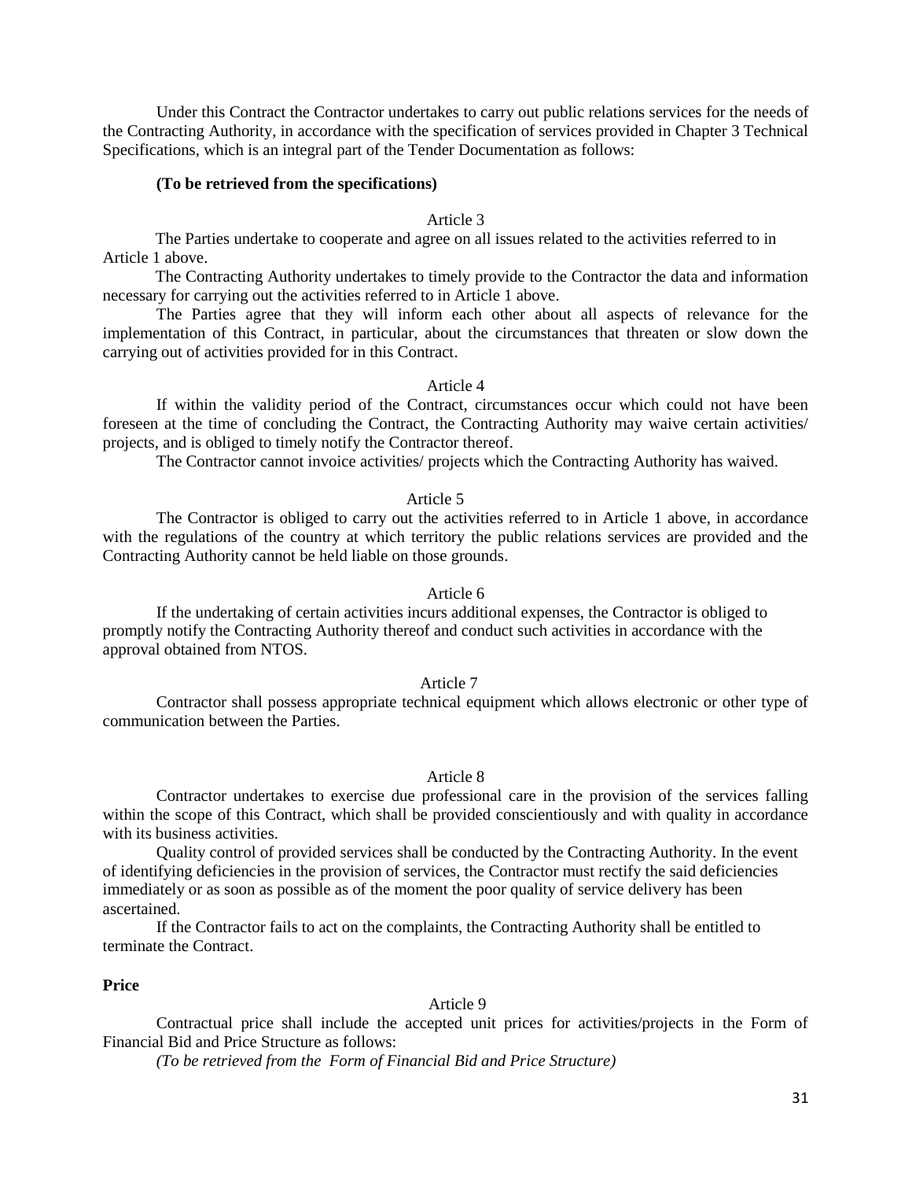Under this Contract the Contractor undertakes to carry out public relations services for the needs of the Contracting Authority, in accordance with the specification of services provided in Chapter 3 Technical Specifications, which is an integral part of the Tender Documentation as follows:

**(To be retrieved from the specifications)**

Article 3

The Parties undertake to cooperate and agree on all issues related to the activities referred to in Article 1 above.

The Contracting Authority undertakes to timely provide to the Contractor the data and information necessary for carrying out the activities referred to in Article 1 above.

The Parties agree that they will inform each other about all aspects of relevance for the implementation of this Contract, in particular, about the circumstances that threaten or slow down the carrying out of activities provided for in this Contract.

Article 4

If within the validity period of the Contract, circumstances occur which could not have been foreseen at the time of concluding the Contract, the Contracting Authority may waive certain activities/ projects, and is obliged to timely notify the Contractor thereof.

The Contractor cannot invoice activities/ projects which the Contracting Authority has waived.

Article 5

The Contractor is obliged to carry out the activities referred to in Article 1 above, in accordance with the regulations of the country at which territory the public relations services are provided and the Contracting Authority cannot be held liable on those grounds.

Article 6

If the undertaking of certain activities incurs additional expenses, the Contractor is obliged to promptly notify the Contracting Authority thereof and conduct such activities in accordance with the approval obtained from NTOS.

Article 7

Contractor shall possess appropriate technical equipment which allows electronic or other type of communication between the Parties.

Article 8

Contractor undertakes to exercise due professional care in the provision of the services falling within the scope of this Contract, which shall be provided conscientiously and with quality in accordance with its business activities.

Quality control of provided services shall be conducted by the Contracting Authority. In the event of identifying deficiencies in the provision of services, the Contractor must rectify the said deficiencies immediately or as soon as possible as of the moment the poor quality of service delivery has been ascertained.

If the Contractor fails to act on the complaints, the Contracting Authority shall be entitled to terminate the Contract.

**Price**

Article 9

Contractual price shall include the accepted unit prices for activities/projects in the Form of Financial Bid and Price Structure as follows:

*(To be retrieved from the Form of Financial Bid and Price Structure)*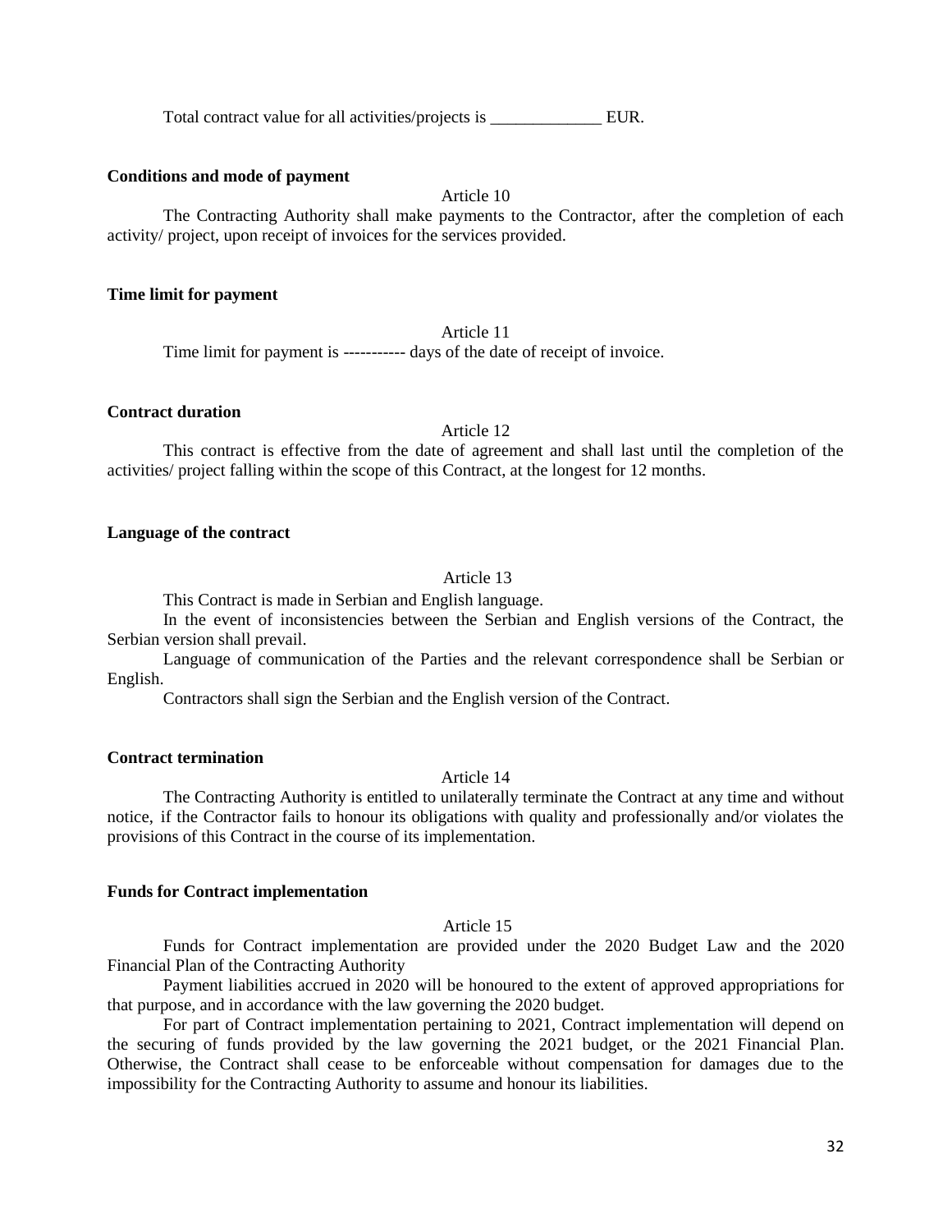Total contract value for all activities/projects is _____________ EUR.

**Conditions and mode of payment**

Article 10

The Contracting Authority shall make payments to the Contractor, after the completion of each activity/ project, upon receipt of invoices for the services provided.

**Time limit for payment**

Article 11

Time limit for payment is ----------- days of the date of receipt of invoice.

**Contract duration**

Article 12

This contract is effective from the date of agreement and shall last until the completion of the activities/ project falling within the scope of this Contract, at the longest for 12 months.

**Language of the contract**

Article 13

This Contract is made in Serbian and English language.

In the event of inconsistencies between the Serbian and English versions of the Contract, the Serbian version shall prevail.

Language of communication of the Parties and the relevant correspondence shall be Serbian or English.

Contractors shall sign the Serbian and the English version of the Contract.

**Contract termination**

Article 14

The Contracting Authority is entitled to unilaterally terminate the Contract at any time and without notice, if the Contractor fails to honour its obligations with quality and professionally and/or violates the provisions of this Contract in the course of its implementation.

**Funds for Contract implementation**

Article 15

Funds for Contract implementation are provided under the 2020 Budget Law and the 2020 Financial Plan of the Contracting Authority

Payment liabilities accrued in 2020 will be honoured to the extent of approved appropriations for that purpose, and in accordance with the law governing the 2020 budget.

For part of Contract implementation pertaining to 2021, Contract implementation will depend on the securing of funds provided by the law governing the 2021 budget, or the 2021 Financial Plan. Otherwise, the Contract shall cease to be enforceable without compensation for damages due to the impossibility for the Contracting Authority to assume and honour its liabilities.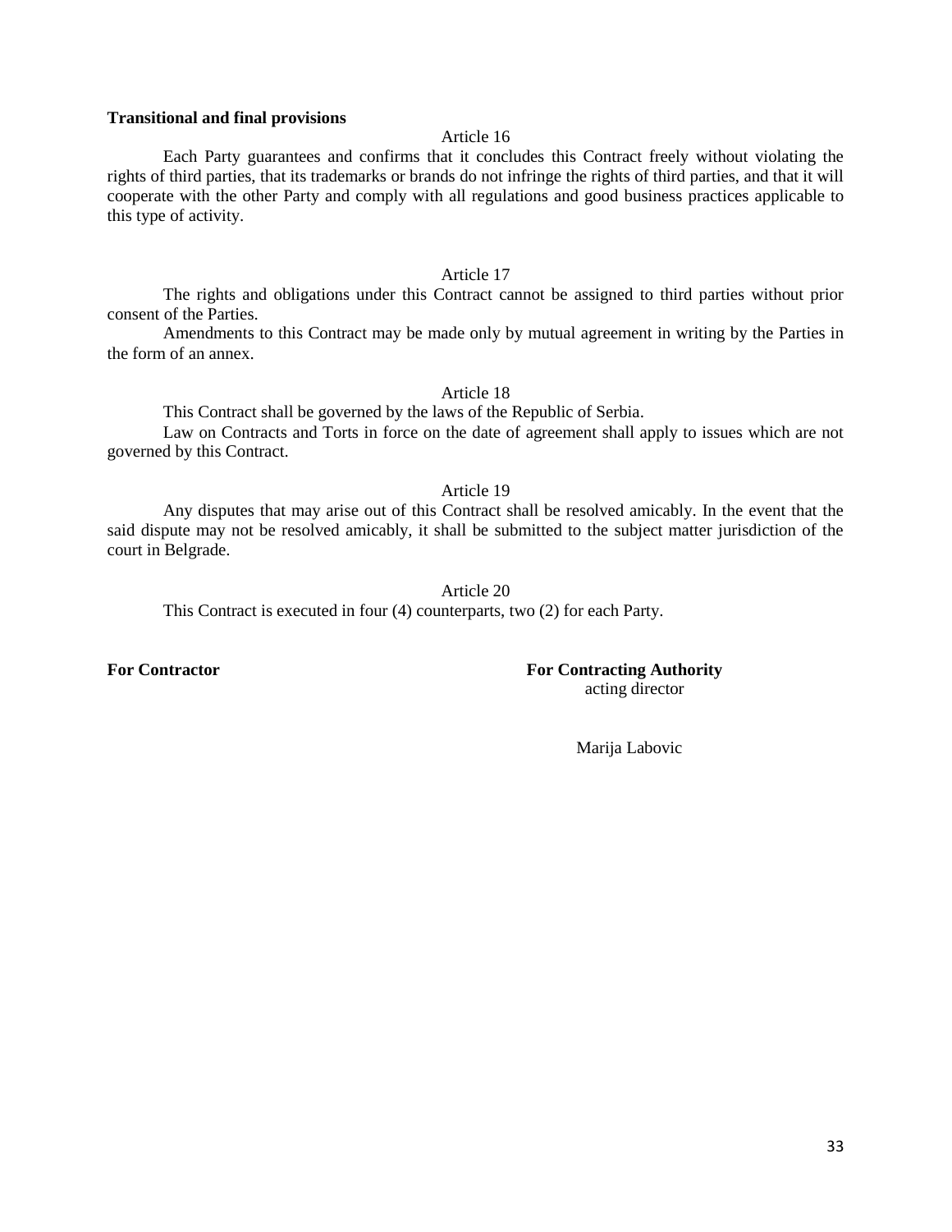**Transitional and final provisions**

Article 16

Each Party guarantees and confirms that it concludes this Contract freely without violating the rights of third parties, that its trademarks or brands do not infringe the rights of third parties, and that it will cooperate with the other Party and comply with all regulations and good business practices applicable to this type of activity.

Article 17

The rights and obligations under this Contract cannot be assigned to third parties without prior consent of the Parties.

Amendments to this Contract may be made only by mutual agreement in writing by the Parties in the form of an annex.

Article 18

This Contract shall be governed by the laws of the Republic of Serbia.

Law on Contracts and Torts in force on the date of agreement shall apply to issues which are not governed by this Contract.

Article 19

Any disputes that may arise out of this Contract shall be resolved amicably. In the event that the said dispute may not be resolved amicably, it shall be submitted to the subject matter jurisdiction of the court in Belgrade.

Article 20

This Contract is executed in four (4) counterparts, two (2) for each Party.

**For Contractor**

**For Contracting Authority**
acting director

Marija Labovic